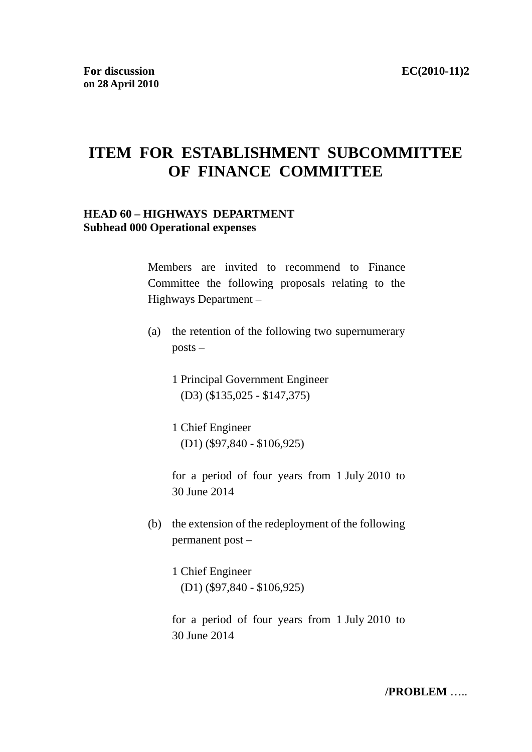**For discussion on 28 April 2010**

**EC(2010-11)2**

# ITEM FOR ESTABLISHMENT SUBCOMMITTEE OF FINANCE COMMITTEE

**HEAD 60 – HIGHWAYS DEPARTMENT**
**Subhead 000 Operational expenses**

Members are invited to recommend to Finance Committee the following proposals relating to the Highways Department –

(a) the retention of the following two supernumerary posts –

1 Principal Government Engineer
(D3) ($135,025 - $147,375)

1 Chief Engineer
(D1) ($97,840 - $106,925)

for a period of four years from 1 July 2010 to 30 June 2014

(b) the extension of the redeployment of the following permanent post –

1 Chief Engineer
(D1) ($97,840 - $106,925)

for a period of four years from 1 July 2010 to 30 June 2014

**/PROBLEM** …..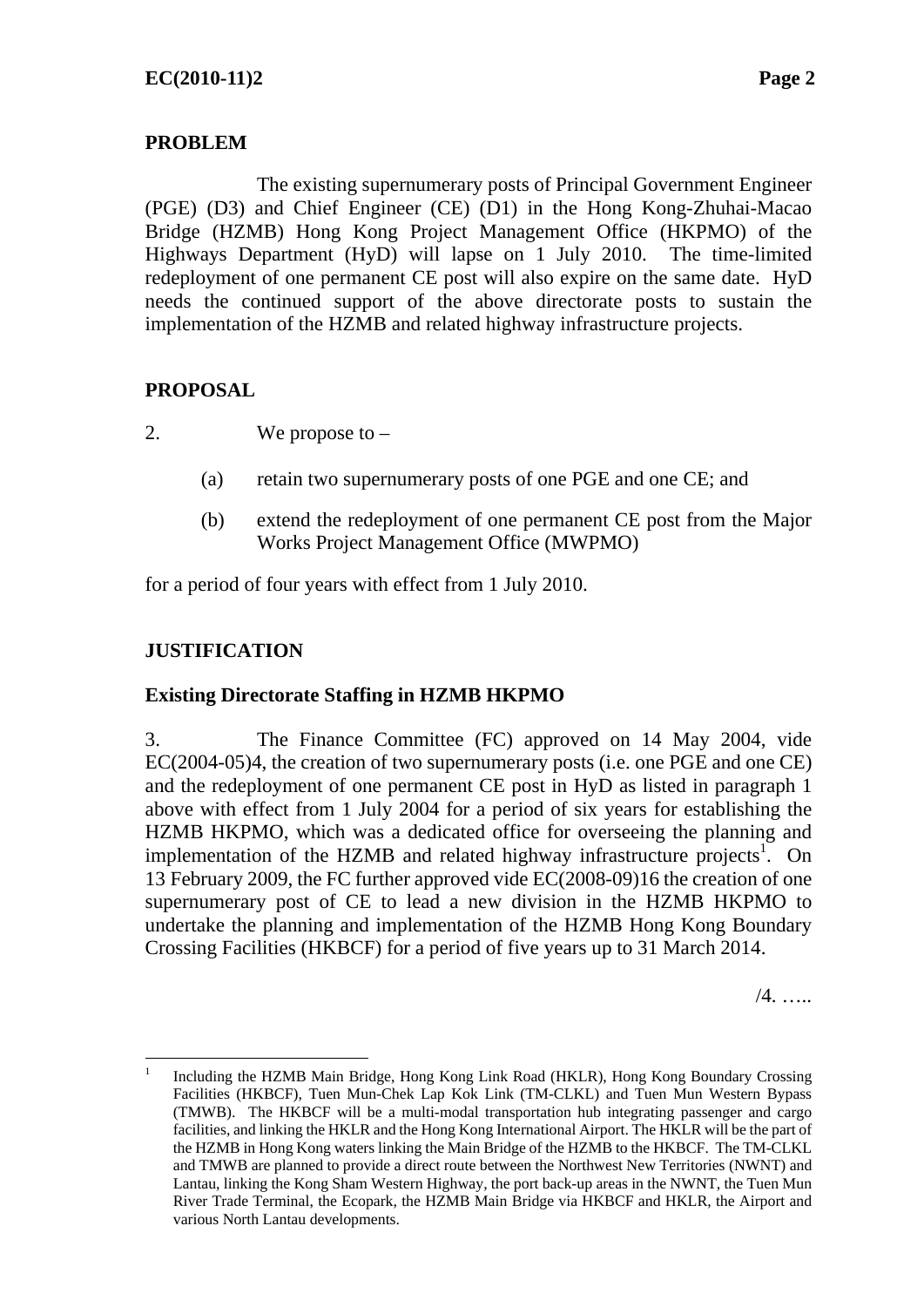## PROBLEM

The existing supernumerary posts of Principal Government Engineer (PGE) (D3) and Chief Engineer (CE) (D1) in the Hong Kong-Zhuhai-Macao Bridge (HZMB) Hong Kong Project Management Office (HKPMO) of the Highways Department (HyD) will lapse on 1 July 2010. The time-limited redeployment of one permanent CE post will also expire on the same date. HyD needs the continued support of the above directorate posts to sustain the implementation of the HZMB and related highway infrastructure projects.

## PROPOSAL

2. We propose to –

(a) retain two supernumerary posts of one PGE and one CE; and

(b) extend the redeployment of one permanent CE post from the Major Works Project Management Office (MWPMO)

for a period of four years with effect from 1 July 2010.

## JUSTIFICATION

### Existing Directorate Staffing in HZMB HKPMO

3. The Finance Committee (FC) approved on 14 May 2004, vide EC(2004-05)4, the creation of two supernumerary posts (i.e. one PGE and one CE) and the redeployment of one permanent CE post in HyD as listed in paragraph 1 above with effect from 1 July 2004 for a period of six years for establishing the HZMB HKPMO, which was a dedicated office for overseeing the planning and implementation of the HZMB and related highway infrastructure projects[1]. On 13 February 2009, the FC further approved vide EC(2008-09)16 the creation of one supernumerary post of CE to lead a new division in the HZMB HKPMO to undertake the planning and implementation of the HZMB Hong Kong Boundary Crossing Facilities (HKBCF) for a period of five years up to 31 March 2014.

/4. …..

---

[1] Including the HZMB Main Bridge, Hong Kong Link Road (HKLR), Hong Kong Boundary Crossing Facilities (HKBCF), Tuen Mun-Chek Lap Kok Link (TM-CLKL) and Tuen Mun Western Bypass (TMWB). The HKBCF will be a multi-modal transportation hub integrating passenger and cargo facilities, and linking the HKLR and the Hong Kong International Airport. The HKLR will be the part of the HZMB in Hong Kong waters linking the Main Bridge of the HZMB to the HKBCF. The TM-CLKL and TMWB are planned to provide a direct route between the Northwest New Territories (NWNT) and Lantau, linking the Kong Sham Western Highway, the port back-up areas in the NWNT, the Tuen Mun River Trade Terminal, the Ecopark, the HZMB Main Bridge via HKBCF and HKLR, the Airport and various North Lantau developments.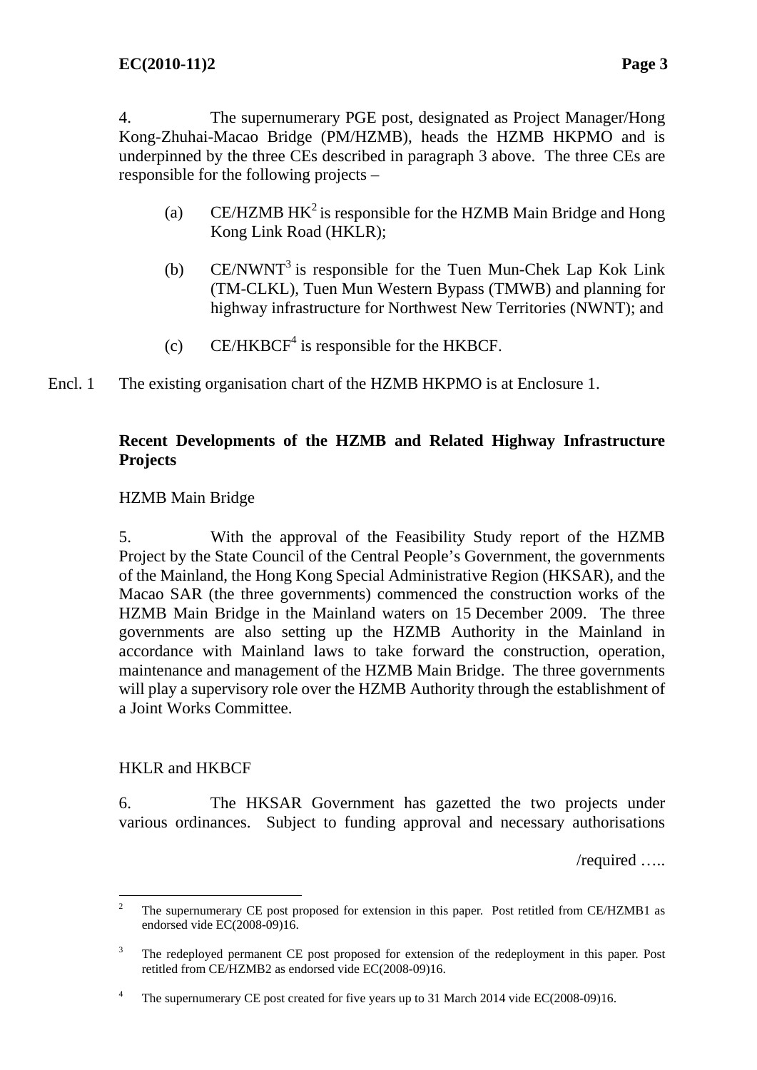4. The supernumerary PGE post, designated as Project Manager/Hong Kong-Zhuhai-Macao Bridge (PM/HZMB), heads the HZMB HKPMO and is underpinned by the three CEs described in paragraph 3 above. The three CEs are responsible for the following projects –

(a) CE/HZMB HK[2] is responsible for the HZMB Main Bridge and Hong Kong Link Road (HKLR);

(b) CE/NWNT[3] is responsible for the Tuen Mun-Chek Lap Kok Link (TM-CLKL), Tuen Mun Western Bypass (TMWB) and planning for highway infrastructure for Northwest New Territories (NWNT); and

(c) CE/HKBCF[4] is responsible for the HKBCF.

Encl. 1 The existing organisation chart of the HZMB HKPMO is at Enclosure 1.

**Recent Developments of the HZMB and Related Highway Infrastructure Projects**

HZMB Main Bridge

5. With the approval of the Feasibility Study report of the HZMB Project by the State Council of the Central People's Government, the governments of the Mainland, the Hong Kong Special Administrative Region (HKSAR), and the Macao SAR (the three governments) commenced the construction works of the HZMB Main Bridge in the Mainland waters on 15 December 2009. The three governments are also setting up the HZMB Authority in the Mainland in accordance with Mainland laws to take forward the construction, operation, maintenance and management of the HZMB Main Bridge. The three governments will play a supervisory role over the HZMB Authority through the establishment of a Joint Works Committee.

HKLR and HKBCF

6. The HKSAR Government has gazetted the two projects under various ordinances. Subject to funding approval and necessary authorisations

/required …..

---

[2] The supernumerary CE post proposed for extension in this paper. Post retitled from CE/HZMB1 as endorsed vide EC(2008-09)16.

[3] The redeployed permanent CE post proposed for extension of the redeployment in this paper. Post retitled from CE/HZMB2 as endorsed vide EC(2008-09)16.

[4] The supernumerary CE post created for five years up to 31 March 2014 vide EC(2008-09)16.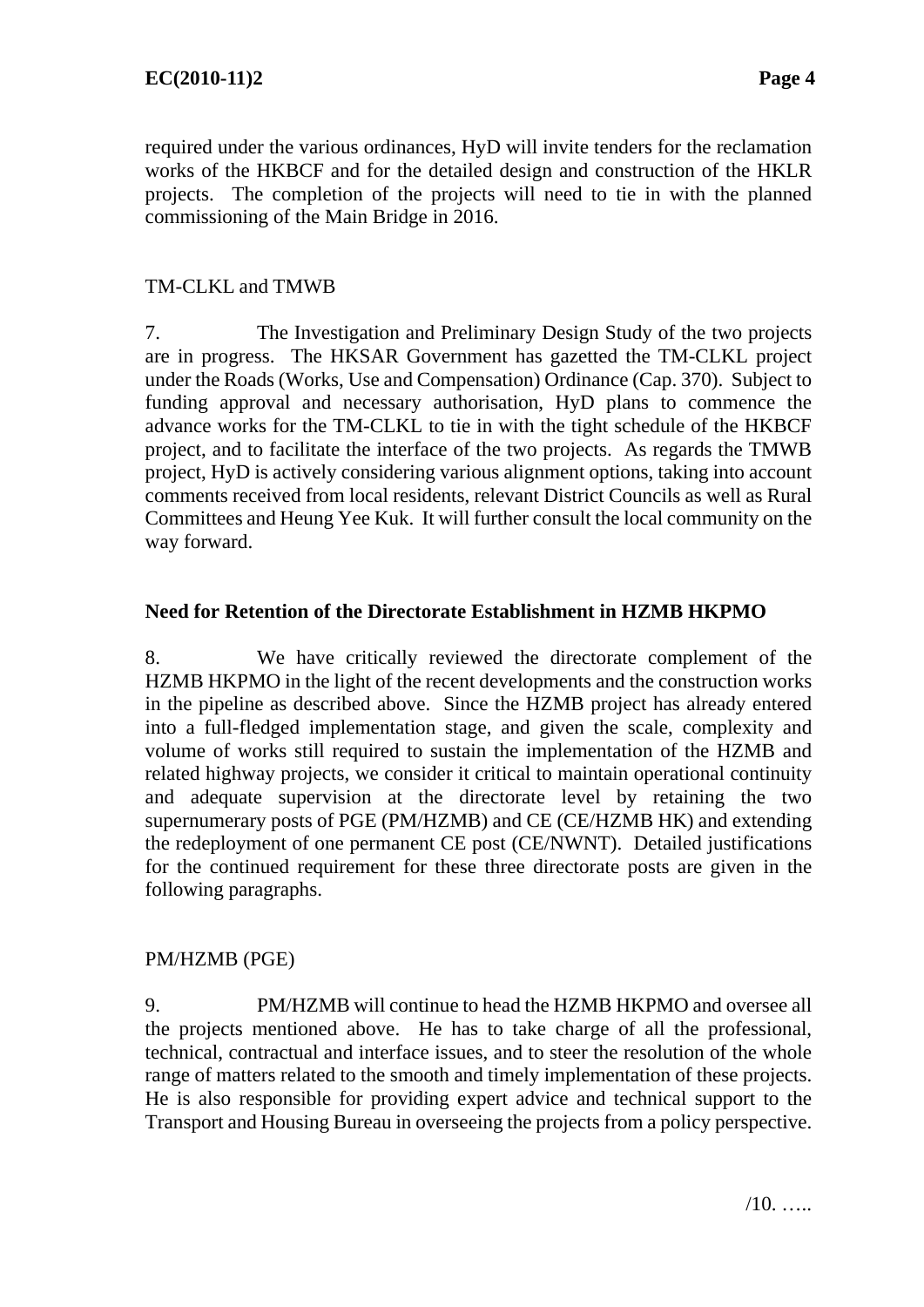required under the various ordinances, HyD will invite tenders for the reclamation works of the HKBCF and for the detailed design and construction of the HKLR projects. The completion of the projects will need to tie in with the planned commissioning of the Main Bridge in 2016.

TM-CLKL and TMWB

7. The Investigation and Preliminary Design Study of the two projects are in progress. The HKSAR Government has gazetted the TM-CLKL project under the Roads (Works, Use and Compensation) Ordinance (Cap. 370). Subject to funding approval and necessary authorisation, HyD plans to commence the advance works for the TM-CLKL to tie in with the tight schedule of the HKBCF project, and to facilitate the interface of the two projects. As regards the TMWB project, HyD is actively considering various alignment options, taking into account comments received from local residents, relevant District Councils as well as Rural Committees and Heung Yee Kuk. It will further consult the local community on the way forward.

**Need for Retention of the Directorate Establishment in HZMB HKPMO**

8. We have critically reviewed the directorate complement of the HZMB HKPMO in the light of the recent developments and the construction works in the pipeline as described above. Since the HZMB project has already entered into a full-fledged implementation stage, and given the scale, complexity and volume of works still required to sustain the implementation of the HZMB and related highway projects, we consider it critical to maintain operational continuity and adequate supervision at the directorate level by retaining the two supernumerary posts of PGE (PM/HZMB) and CE (CE/HZMB HK) and extending the redeployment of one permanent CE post (CE/NWNT). Detailed justifications for the continued requirement for these three directorate posts are given in the following paragraphs.

PM/HZMB (PGE)

9. PM/HZMB will continue to head the HZMB HKPMO and oversee all the projects mentioned above. He has to take charge of all the professional, technical, contractual and interface issues, and to steer the resolution of the whole range of matters related to the smooth and timely implementation of these projects. He is also responsible for providing expert advice and technical support to the Transport and Housing Bureau in overseeing the projects from a policy perspective.

/10. …..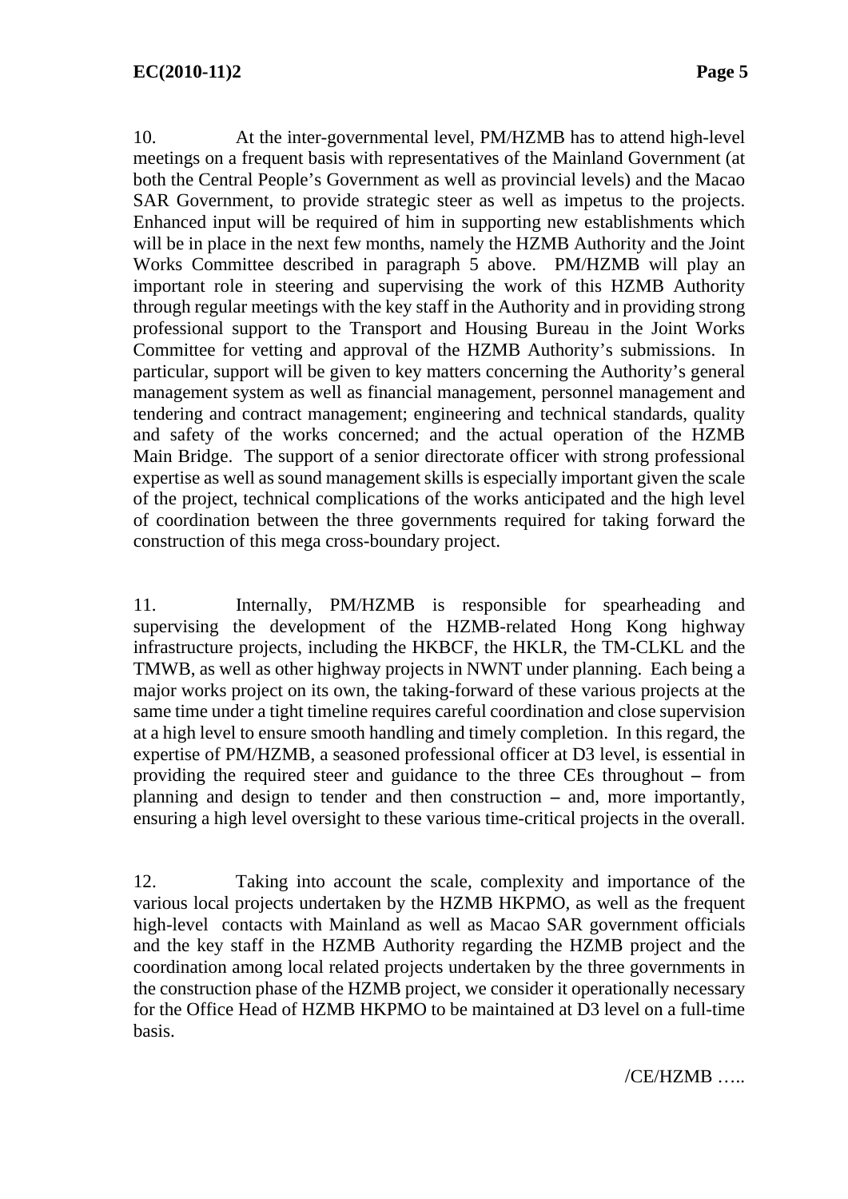10. At the inter-governmental level, PM/HZMB has to attend high-level meetings on a frequent basis with representatives of the Mainland Government (at both the Central People's Government as well as provincial levels) and the Macao SAR Government, to provide strategic steer as well as impetus to the projects. Enhanced input will be required of him in supporting new establishments which will be in place in the next few months, namely the HZMB Authority and the Joint Works Committee described in paragraph 5 above. PM/HZMB will play an important role in steering and supervising the work of this HZMB Authority through regular meetings with the key staff in the Authority and in providing strong professional support to the Transport and Housing Bureau in the Joint Works Committee for vetting and approval of the HZMB Authority's submissions. In particular, support will be given to key matters concerning the Authority's general management system as well as financial management, personnel management and tendering and contract management; engineering and technical standards, quality and safety of the works concerned; and the actual operation of the HZMB Main Bridge. The support of a senior directorate officer with strong professional expertise as well as sound management skills is especially important given the scale of the project, technical complications of the works anticipated and the high level of coordination between the three governments required for taking forward the construction of this mega cross-boundary project.

11. Internally, PM/HZMB is responsible for spearheading and supervising the development of the HZMB-related Hong Kong highway infrastructure projects, including the HKBCF, the HKLR, the TM-CLKL and the TMWB, as well as other highway projects in NWNT under planning. Each being a major works project on its own, the taking-forward of these various projects at the same time under a tight timeline requires careful coordination and close supervision at a high level to ensure smooth handling and timely completion. In this regard, the expertise of PM/HZMB, a seasoned professional officer at D3 level, is essential in providing the required steer and guidance to the three CEs throughout – from planning and design to tender and then construction – and, more importantly, ensuring a high level oversight to these various time-critical projects in the overall.

12. Taking into account the scale, complexity and importance of the various local projects undertaken by the HZMB HKPMO, as well as the frequent high-level contacts with Mainland as well as Macao SAR government officials and the key staff in the HZMB Authority regarding the HZMB project and the coordination among local related projects undertaken by the three governments in the construction phase of the HZMB project, we consider it operationally necessary for the Office Head of HZMB HKPMO to be maintained at D3 level on a full-time basis.

/CE/HZMB …..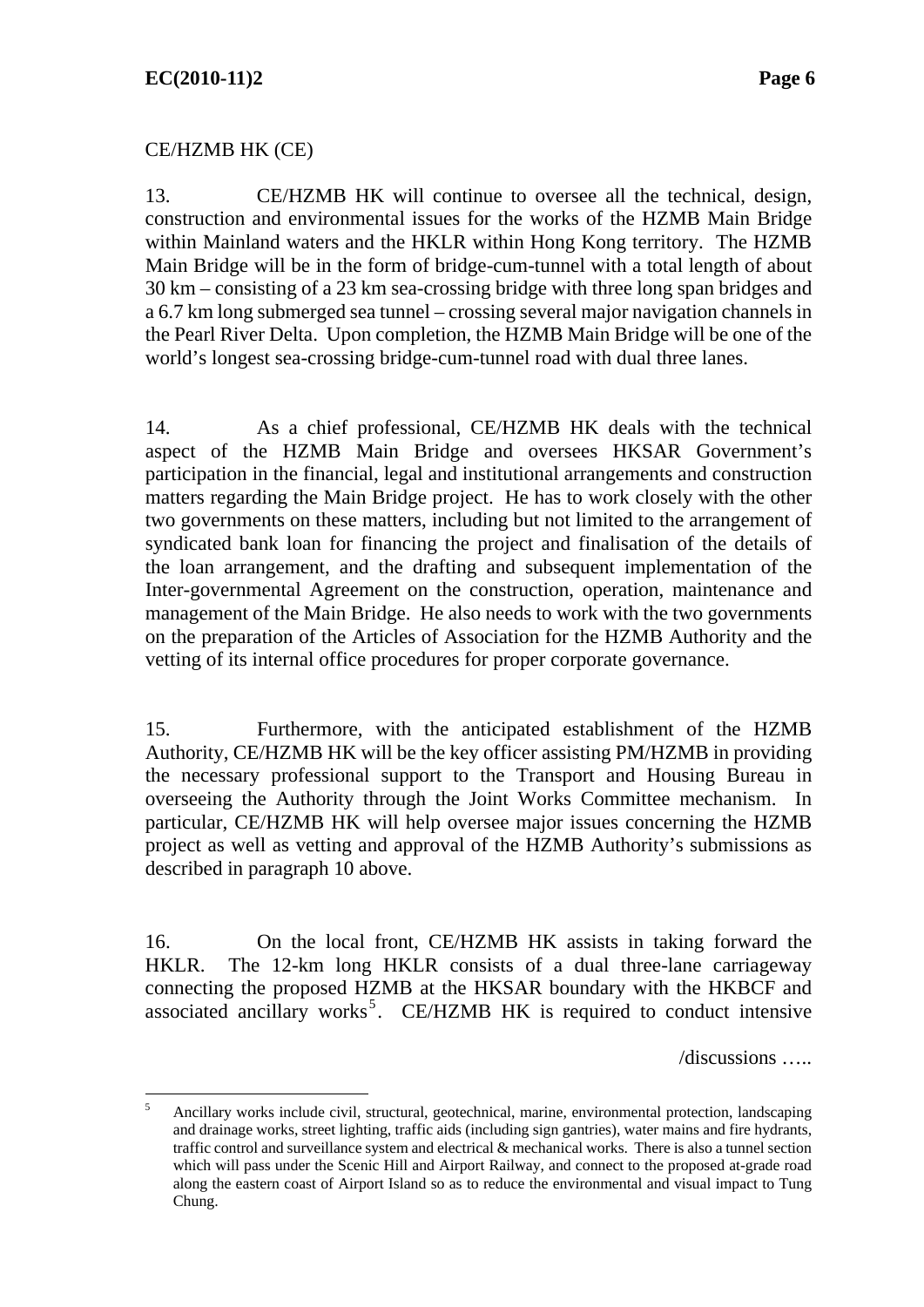CE/HZMB HK (CE)

13. CE/HZMB HK will continue to oversee all the technical, design, construction and environmental issues for the works of the HZMB Main Bridge within Mainland waters and the HKLR within Hong Kong territory. The HZMB Main Bridge will be in the form of bridge-cum-tunnel with a total length of about 30 km – consisting of a 23 km sea-crossing bridge with three long span bridges and a 6.7 km long submerged sea tunnel – crossing several major navigation channels in the Pearl River Delta. Upon completion, the HZMB Main Bridge will be one of the world's longest sea-crossing bridge-cum-tunnel road with dual three lanes.

14. As a chief professional, CE/HZMB HK deals with the technical aspect of the HZMB Main Bridge and oversees HKSAR Government's participation in the financial, legal and institutional arrangements and construction matters regarding the Main Bridge project. He has to work closely with the other two governments on these matters, including but not limited to the arrangement of syndicated bank loan for financing the project and finalisation of the details of the loan arrangement, and the drafting and subsequent implementation of the Inter-governmental Agreement on the construction, operation, maintenance and management of the Main Bridge. He also needs to work with the two governments on the preparation of the Articles of Association for the HZMB Authority and the vetting of its internal office procedures for proper corporate governance.

15. Furthermore, with the anticipated establishment of the HZMB Authority, CE/HZMB HK will be the key officer assisting PM/HZMB in providing the necessary professional support to the Transport and Housing Bureau in overseeing the Authority through the Joint Works Committee mechanism. In particular, CE/HZMB HK will help oversee major issues concerning the HZMB project as well as vetting and approval of the HZMB Authority's submissions as described in paragraph 10 above.

16. On the local front, CE/HZMB HK assists in taking forward the HKLR. The 12-km long HKLR consists of a dual three-lane carriageway connecting the proposed HZMB at the HKSAR boundary with the HKBCF and associated ancillary works[5]. CE/HZMB HK is required to conduct intensive

/discussions …..

---

[5] Ancillary works include civil, structural, geotechnical, marine, environmental protection, landscaping and drainage works, street lighting, traffic aids (including sign gantries), water mains and fire hydrants, traffic control and surveillance system and electrical & mechanical works. There is also a tunnel section which will pass under the Scenic Hill and Airport Railway, and connect to the proposed at-grade road along the eastern coast of Airport Island so as to reduce the environmental and visual impact to Tung Chung.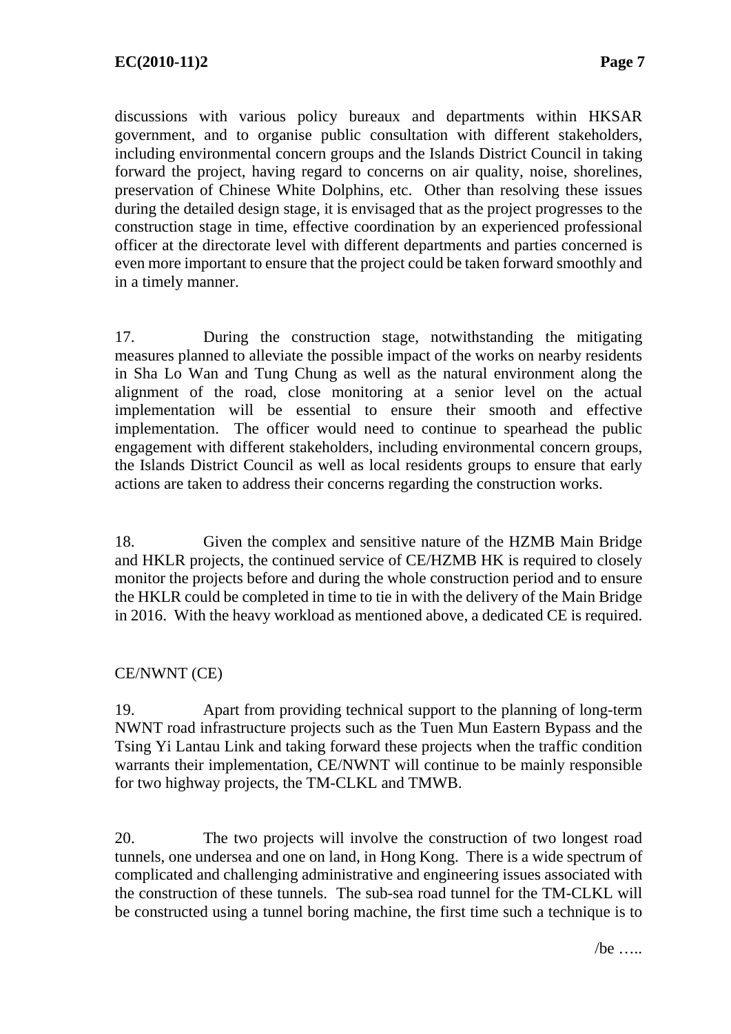discussions with various policy bureaux and departments within HKSAR government, and to organise public consultation with different stakeholders, including environmental concern groups and the Islands District Council in taking forward the project, having regard to concerns on air quality, noise, shorelines, preservation of Chinese White Dolphins, etc. Other than resolving these issues during the detailed design stage, it is envisaged that as the project progresses to the construction stage in time, effective coordination by an experienced professional officer at the directorate level with different departments and parties concerned is even more important to ensure that the project could be taken forward smoothly and in a timely manner.

17. During the construction stage, notwithstanding the mitigating measures planned to alleviate the possible impact of the works on nearby residents in Sha Lo Wan and Tung Chung as well as the natural environment along the alignment of the road, close monitoring at a senior level on the actual implementation will be essential to ensure their smooth and effective implementation. The officer would need to continue to spearhead the public engagement with different stakeholders, including environmental concern groups, the Islands District Council as well as local residents groups to ensure that early actions are taken to address their concerns regarding the construction works.

18. Given the complex and sensitive nature of the HZMB Main Bridge and HKLR projects, the continued service of CE/HZMB HK is required to closely monitor the projects before and during the whole construction period and to ensure the HKLR could be completed in time to tie in with the delivery of the Main Bridge in 2016. With the heavy workload as mentioned above, a dedicated CE is required.

CE/NWNT (CE)

19. Apart from providing technical support to the planning of long-term NWNT road infrastructure projects such as the Tuen Mun Eastern Bypass and the Tsing Yi Lantau Link and taking forward these projects when the traffic condition warrants their implementation, CE/NWNT will continue to be mainly responsible for two highway projects, the TM-CLKL and TMWB.

20. The two projects will involve the construction of two longest road tunnels, one undersea and one on land, in Hong Kong. There is a wide spectrum of complicated and challenging administrative and engineering issues associated with the construction of these tunnels. The sub-sea road tunnel for the TM-CLKL will be constructed using a tunnel boring machine, the first time such a technique is to

/be …..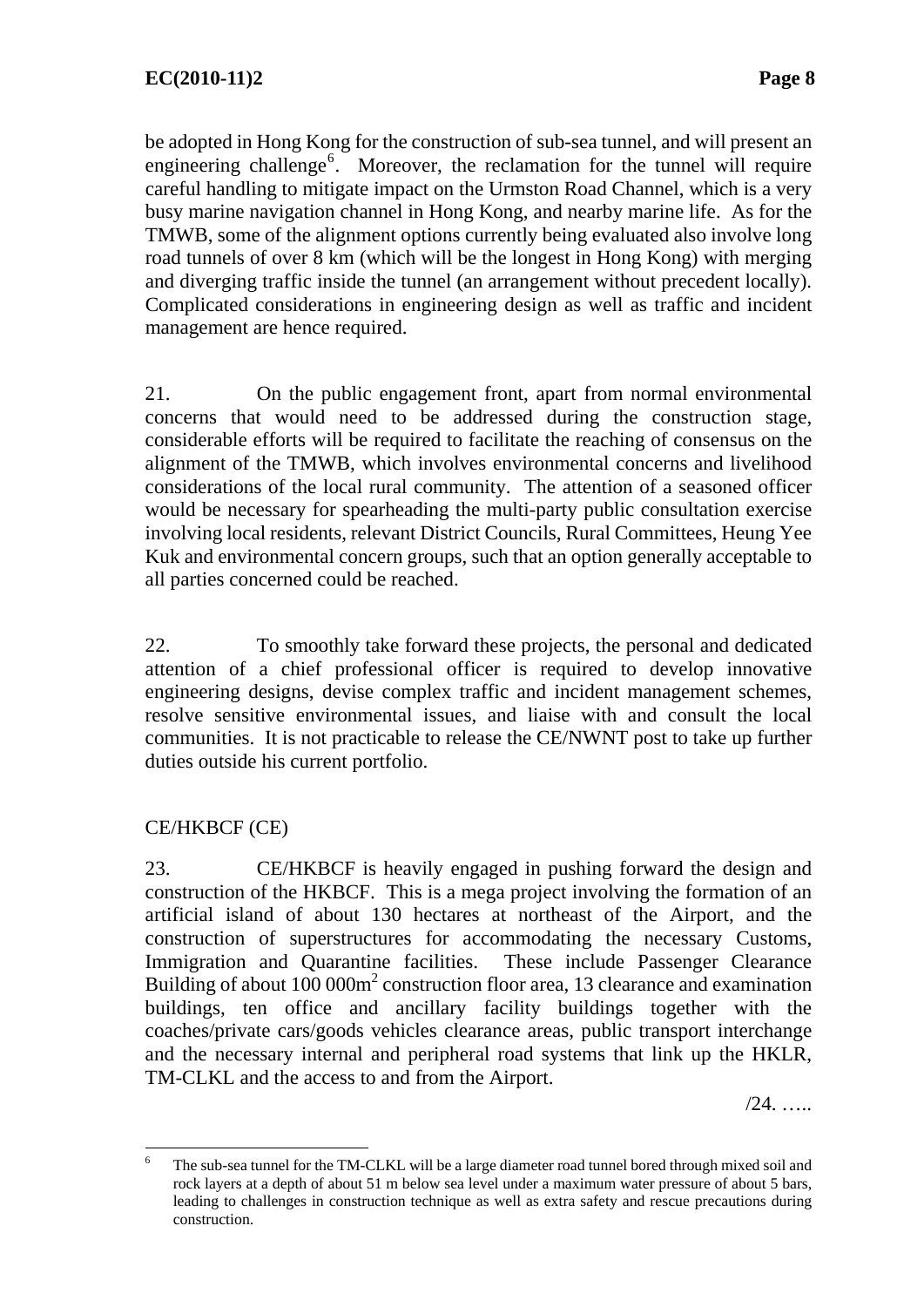be adopted in Hong Kong for the construction of sub-sea tunnel, and will present an engineering challenge[6]. Moreover, the reclamation for the tunnel will require careful handling to mitigate impact on the Urmston Road Channel, which is a very busy marine navigation channel in Hong Kong, and nearby marine life. As for the TMWB, some of the alignment options currently being evaluated also involve long road tunnels of over 8 km (which will be the longest in Hong Kong) with merging and diverging traffic inside the tunnel (an arrangement without precedent locally). Complicated considerations in engineering design as well as traffic and incident management are hence required.

21. On the public engagement front, apart from normal environmental concerns that would need to be addressed during the construction stage, considerable efforts will be required to facilitate the reaching of consensus on the alignment of the TMWB, which involves environmental concerns and livelihood considerations of the local rural community. The attention of a seasoned officer would be necessary for spearheading the multi-party public consultation exercise involving local residents, relevant District Councils, Rural Committees, Heung Yee Kuk and environmental concern groups, such that an option generally acceptable to all parties concerned could be reached.

22. To smoothly take forward these projects, the personal and dedicated attention of a chief professional officer is required to develop innovative engineering designs, devise complex traffic and incident management schemes, resolve sensitive environmental issues, and liaise with and consult the local communities. It is not practicable to release the CE/NWNT post to take up further duties outside his current portfolio.

CE/HKBCF (CE)

23. CE/HKBCF is heavily engaged in pushing forward the design and construction of the HKBCF. This is a mega project involving the formation of an artificial island of about 130 hectares at northeast of the Airport, and the construction of superstructures for accommodating the necessary Customs, Immigration and Quarantine facilities. These include Passenger Clearance Building of about 100 000m$^2$ construction floor area, 13 clearance and examination buildings, ten office and ancillary facility buildings together with the coaches/private cars/goods vehicles clearance areas, public transport interchange and the necessary internal and peripheral road systems that link up the HKLR, TM-CLKL and the access to and from the Airport.

/24. …..

---

[6] The sub-sea tunnel for the TM-CLKL will be a large diameter road tunnel bored through mixed soil and rock layers at a depth of about 51 m below sea level under a maximum water pressure of about 5 bars, leading to challenges in construction technique as well as extra safety and rescue precautions during construction.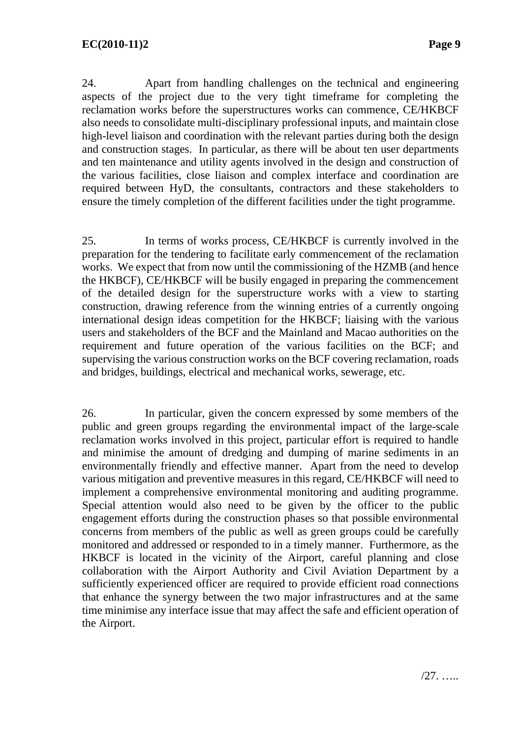24. Apart from handling challenges on the technical and engineering aspects of the project due to the very tight timeframe for completing the reclamation works before the superstructures works can commence, CE/HKBCF also needs to consolidate multi-disciplinary professional inputs, and maintain close high-level liaison and coordination with the relevant parties during both the design and construction stages. In particular, as there will be about ten user departments and ten maintenance and utility agents involved in the design and construction of the various facilities, close liaison and complex interface and coordination are required between HyD, the consultants, contractors and these stakeholders to ensure the timely completion of the different facilities under the tight programme.

25. In terms of works process, CE/HKBCF is currently involved in the preparation for the tendering to facilitate early commencement of the reclamation works. We expect that from now until the commissioning of the HZMB (and hence the HKBCF), CE/HKBCF will be busily engaged in preparing the commencement of the detailed design for the superstructure works with a view to starting construction, drawing reference from the winning entries of a currently ongoing international design ideas competition for the HKBCF; liaising with the various users and stakeholders of the BCF and the Mainland and Macao authorities on the requirement and future operation of the various facilities on the BCF; and supervising the various construction works on the BCF covering reclamation, roads and bridges, buildings, electrical and mechanical works, sewerage, etc.

26. In particular, given the concern expressed by some members of the public and green groups regarding the environmental impact of the large-scale reclamation works involved in this project, particular effort is required to handle and minimise the amount of dredging and dumping of marine sediments in an environmentally friendly and effective manner. Apart from the need to develop various mitigation and preventive measures in this regard, CE/HKBCF will need to implement a comprehensive environmental monitoring and auditing programme. Special attention would also need to be given by the officer to the public engagement efforts during the construction phases so that possible environmental concerns from members of the public as well as green groups could be carefully monitored and addressed or responded to in a timely manner. Furthermore, as the HKBCF is located in the vicinity of the Airport, careful planning and close collaboration with the Airport Authority and Civil Aviation Department by a sufficiently experienced officer are required to provide efficient road connections that enhance the synergy between the two major infrastructures and at the same time minimise any interface issue that may affect the safe and efficient operation of the Airport.

/27. …..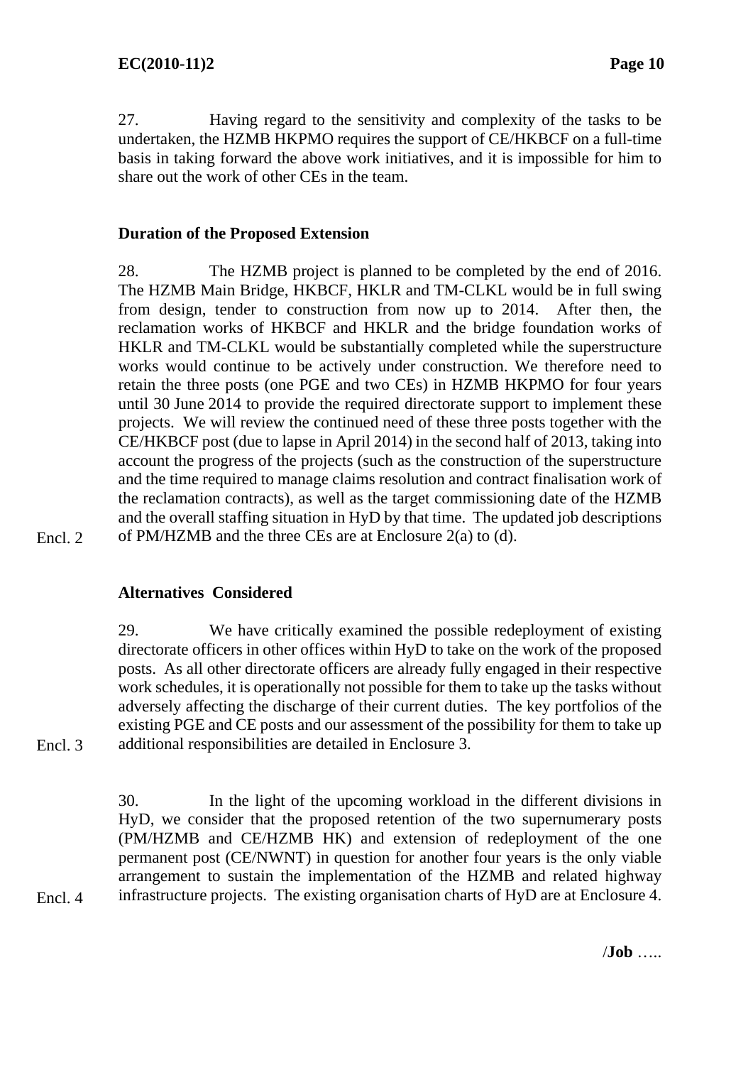27. Having regard to the sensitivity and complexity of the tasks to be undertaken, the HZMB HKPMO requires the support of CE/HKBCF on a full-time basis in taking forward the above work initiatives, and it is impossible for him to share out the work of other CEs in the team.

**Duration of the Proposed Extension**

28. The HZMB project is planned to be completed by the end of 2016. The HZMB Main Bridge, HKBCF, HKLR and TM-CLKL would be in full swing from design, tender to construction from now up to 2014. After then, the reclamation works of HKBCF and HKLR and the bridge foundation works of HKLR and TM-CLKL would be substantially completed while the superstructure works would continue to be actively under construction. We therefore need to retain the three posts (one PGE and two CEs) in HZMB HKPMO for four years until 30 June 2014 to provide the required directorate support to implement these projects. We will review the continued need of these three posts together with the CE/HKBCF post (due to lapse in April 2014) in the second half of 2013, taking into account the progress of the projects (such as the construction of the superstructure and the time required to manage claims resolution and contract finalisation work of the reclamation contracts), as well as the target commissioning date of the HZMB and the overall staffing situation in HyD by that time. The updated job descriptions of PM/HZMB and the three CEs are at Enclosure 2(a) to (d).

Encl. 2

**Alternatives Considered**

29. We have critically examined the possible redeployment of existing directorate officers in other offices within HyD to take on the work of the proposed posts. As all other directorate officers are already fully engaged in their respective work schedules, it is operationally not possible for them to take up the tasks without adversely affecting the discharge of their current duties. The key portfolios of the existing PGE and CE posts and our assessment of the possibility for them to take up additional responsibilities are detailed in Enclosure 3.

Encl. 3

30. In the light of the upcoming workload in the different divisions in HyD, we consider that the proposed retention of the two supernumerary posts (PM/HZMB and CE/HZMB HK) and extension of redeployment of the one permanent post (CE/NWNT) in question for another four years is the only viable arrangement to sustain the implementation of the HZMB and related highway infrastructure projects. The existing organisation charts of HyD are at Enclosure 4.

Encl. 4

/**Job** …..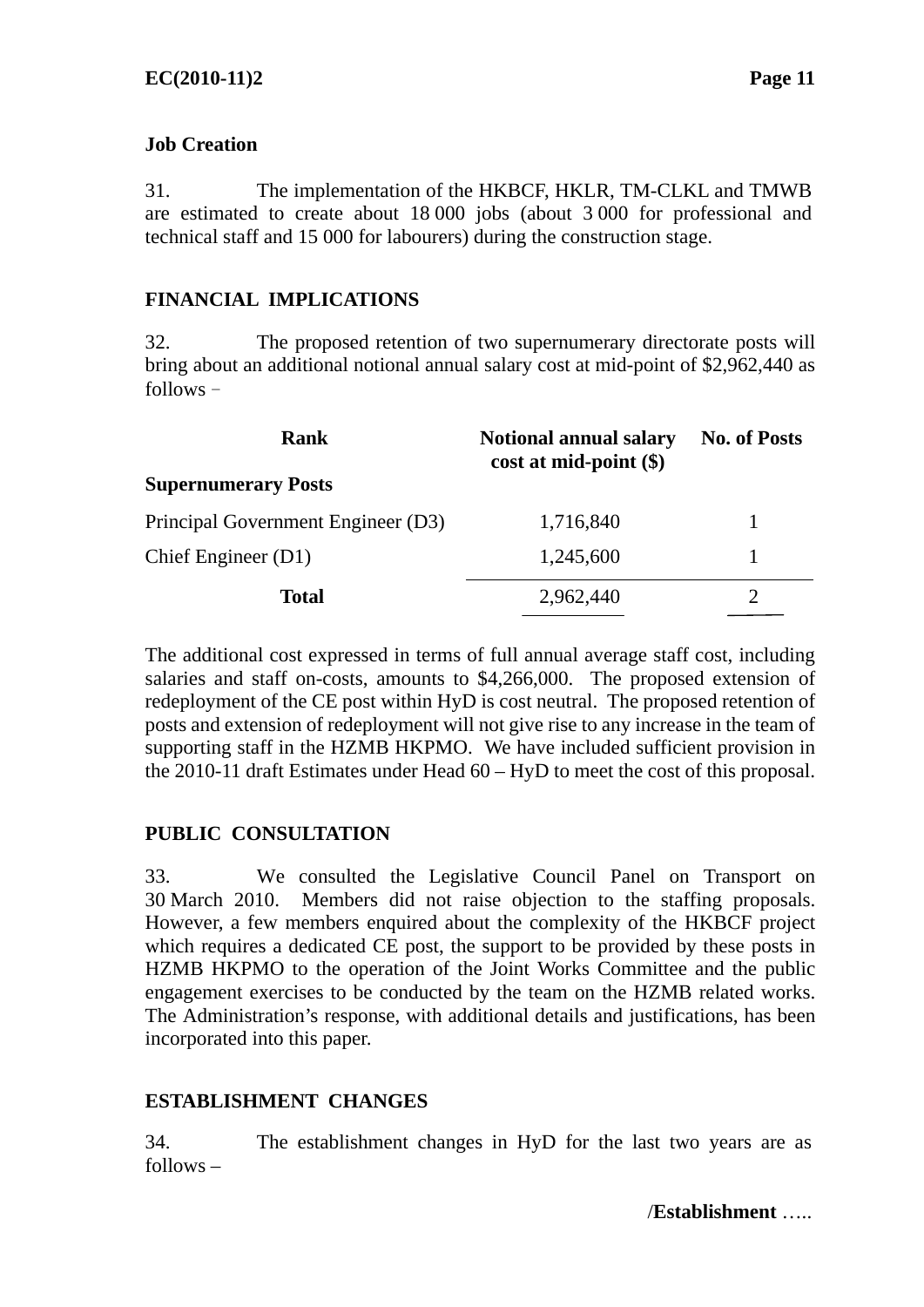**Job Creation**

31. The implementation of the HKBCF, HKLR, TM-CLKL and TMWB are estimated to create about 18 000 jobs (about 3 000 for professional and technical staff and 15 000 for labourers) during the construction stage.

## FINANCIAL IMPLICATIONS

32. The proposed retention of two supernumerary directorate posts will bring about an additional notional annual salary cost at mid-point of $2,962,440 as follows –

| Rank | Notional annual salary cost at mid-point ($) | No. of Posts |
|---|---|---|
| **Supernumerary Posts** | | |
| Principal Government Engineer (D3) | 1,716,840 | 1 |
| Chief Engineer (D1) | 1,245,600 | 1 |
| **Total** | 2,962,440 | 2 |

The additional cost expressed in terms of full annual average staff cost, including salaries and staff on-costs, amounts to $4,266,000. The proposed extension of redeployment of the CE post within HyD is cost neutral. The proposed retention of posts and extension of redeployment will not give rise to any increase in the team of supporting staff in the HZMB HKPMO. We have included sufficient provision in the 2010-11 draft Estimates under Head 60 – HyD to meet the cost of this proposal.

## PUBLIC CONSULTATION

33. We consulted the Legislative Council Panel on Transport on 30 March 2010. Members did not raise objection to the staffing proposals. However, a few members enquired about the complexity of the HKBCF project which requires a dedicated CE post, the support to be provided by these posts in HZMB HKPMO to the operation of the Joint Works Committee and the public engagement exercises to be conducted by the team on the HZMB related works. The Administration's response, with additional details and justifications, has been incorporated into this paper.

## ESTABLISHMENT CHANGES

34. The establishment changes in HyD for the last two years are as follows –

/**Establishment** …..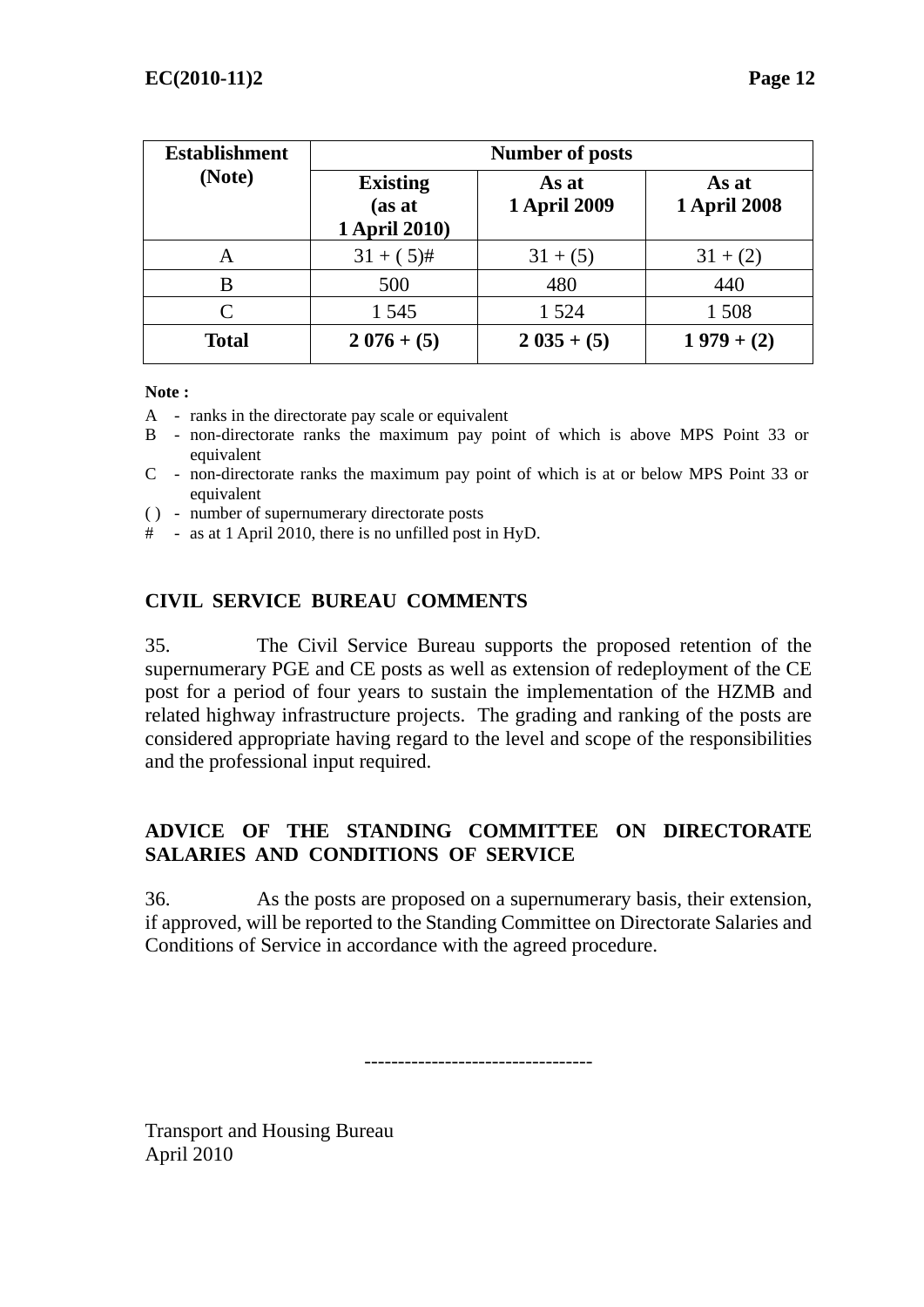| Establishment (Note) | Number of posts | | |
|---|---|---|---|
| | **Existing (as at 1 April 2010)** | **As at 1 April 2009** | **As at 1 April 2008** |
| A | 31 + ( 5)# | 31 + (5) | 31 + (2) |
| B | 500 | 480 | 440 |
| C | 1 545 | 1 524 | 1 508 |
| **Total** | **2 076 + (5)** | **2 035 + (5)** | **1 979 + (2)** |

**Note :**

A - ranks in the directorate pay scale or equivalent
B - non-directorate ranks the maximum pay point of which is above MPS Point 33 or equivalent
C - non-directorate ranks the maximum pay point of which is at or below MPS Point 33 or equivalent
( ) - number of supernumerary directorate posts
# - as at 1 April 2010, there is no unfilled post in HyD.

## CIVIL SERVICE BUREAU COMMENTS

35. The Civil Service Bureau supports the proposed retention of the supernumerary PGE and CE posts as well as extension of redeployment of the CE post for a period of four years to sustain the implementation of the HZMB and related highway infrastructure projects. The grading and ranking of the posts are considered appropriate having regard to the level and scope of the responsibilities and the professional input required.

## ADVICE OF THE STANDING COMMITTEE ON DIRECTORATE SALARIES AND CONDITIONS OF SERVICE

36. As the posts are proposed on a supernumerary basis, their extension, if approved, will be reported to the Standing Committee on Directorate Salaries and Conditions of Service in accordance with the agreed procedure.

---------------------------------

Transport and Housing Bureau
April 2010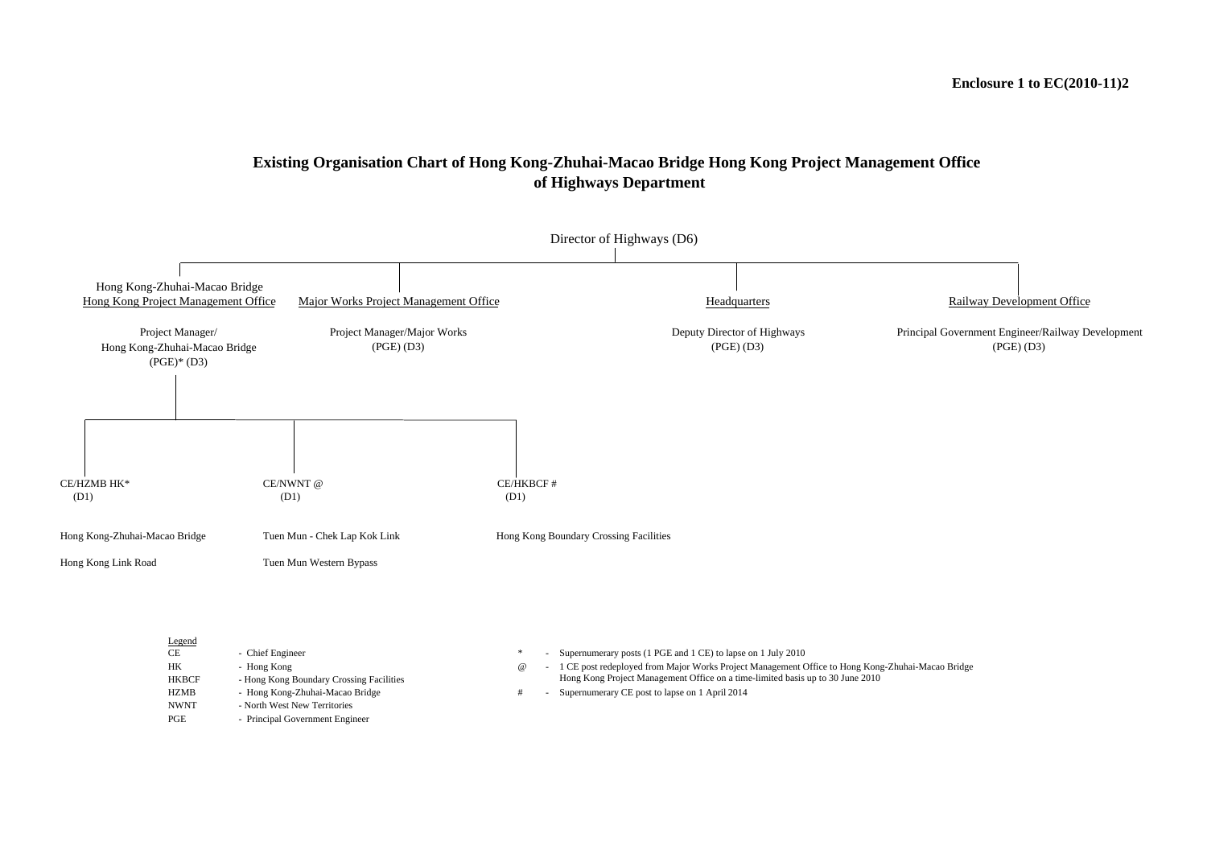**Enclosure 1 to EC(2010-11)2**

# Existing Organisation Chart of Hong Kong-Zhuhai-Macao Bridge Hong Kong Project Management Office of Highways Department

Director of Highways (D6)

- Hong Kong-Zhuhai-Macao Bridge Hong Kong Project Management Office
  - Project Manager/ Hong Kong-Zhuhai-Macao Bridge (PGE)* (D3)
    - CE/HZMB HK* (D1)
      - Hong Kong-Zhuhai-Macao Bridge
      - Hong Kong Link Road
    - CE/NWNT @ (D1)
      - Tuen Mun - Chek Lap Kok Link
      - Tuen Mun Western Bypass
    - CE/HKBCF # (D1)
      - Hong Kong Boundary Crossing Facilities
- Major Works Project Management Office
  - Project Manager/Major Works (PGE) (D3)
- Headquarters
  - Deputy Director of Highways (PGE) (D3)
- Railway Development Office
  - Principal Government Engineer/Railway Development (PGE) (D3)

Legend

| | |
|---|---|
| CE | - Chief Engineer |
| HK | - Hong Kong |
| HKBCF | - Hong Kong Boundary Crossing Facilities |
| HZMB | - Hong Kong-Zhuhai-Macao Bridge |
| NWNT | - North West New Territories |
| PGE | - Principal Government Engineer |

\* - Supernumerary posts (1 PGE and 1 CE) to lapse on 1 July 2010

@ - 1 CE post redeployed from Major Works Project Management Office to Hong Kong-Zhuhai-Macao Bridge Hong Kong Project Management Office on a time-limited basis up to 30 June 2010

\# - Supernumerary CE post to lapse on 1 April 2014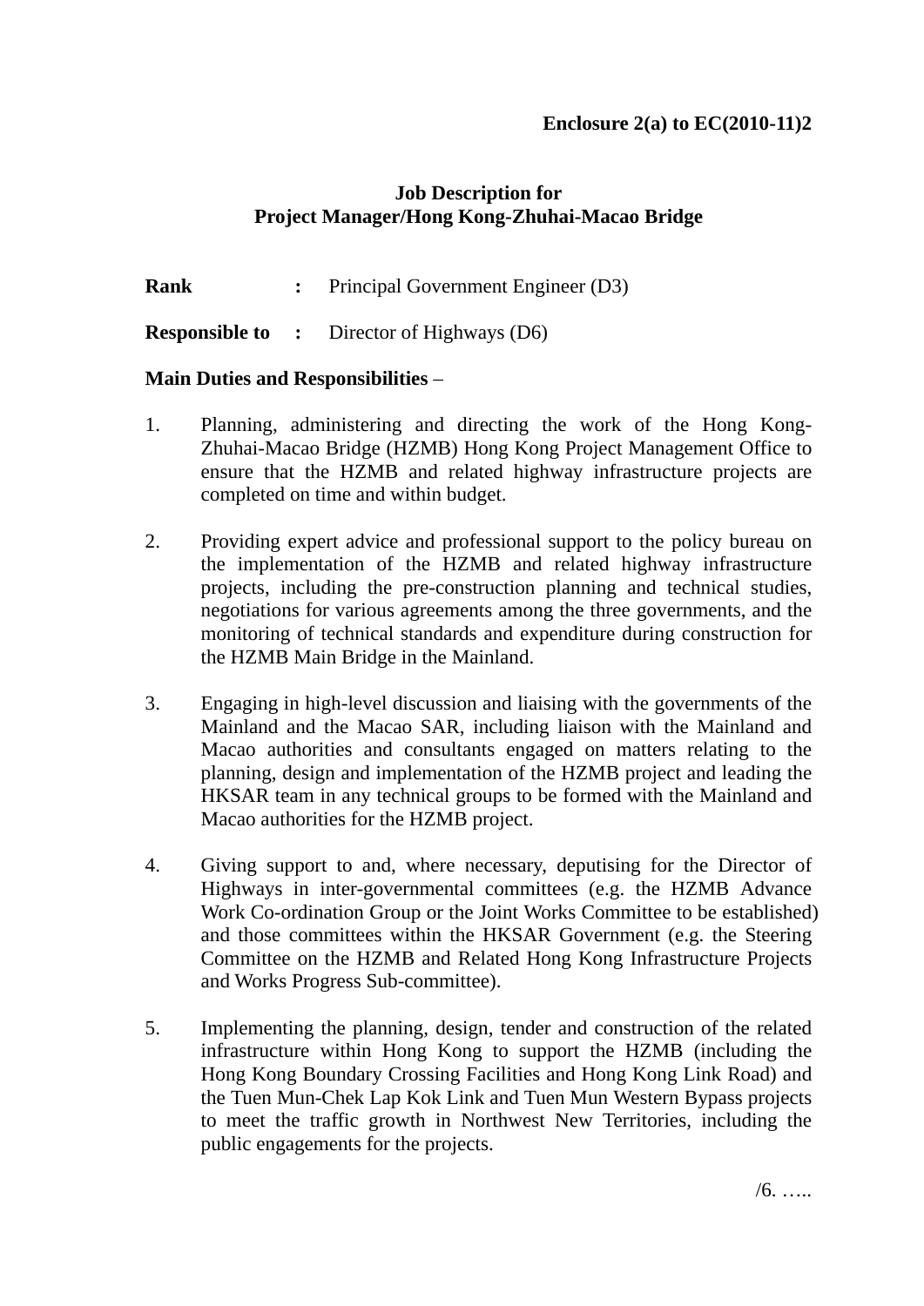**Enclosure 2(a) to EC(2010-11)2**

## Job Description for
## Project Manager/Hong Kong-Zhuhai-Macao Bridge

**Rank** **:** Principal Government Engineer (D3)

**Responsible to** **:** Director of Highways (D6)

**Main Duties and Responsibilities** –

1. Planning, administering and directing the work of the Hong Kong-Zhuhai-Macao Bridge (HZMB) Hong Kong Project Management Office to ensure that the HZMB and related highway infrastructure projects are completed on time and within budget.

2. Providing expert advice and professional support to the policy bureau on the implementation of the HZMB and related highway infrastructure projects, including the pre-construction planning and technical studies, negotiations for various agreements among the three governments, and the monitoring of technical standards and expenditure during construction for the HZMB Main Bridge in the Mainland.

3. Engaging in high-level discussion and liaising with the governments of the Mainland and the Macao SAR, including liaison with the Mainland and Macao authorities and consultants engaged on matters relating to the planning, design and implementation of the HZMB project and leading the HKSAR team in any technical groups to be formed with the Mainland and Macao authorities for the HZMB project.

4. Giving support to and, where necessary, deputising for the Director of Highways in inter-governmental committees (e.g. the HZMB Advance Work Co-ordination Group or the Joint Works Committee to be established) and those committees within the HKSAR Government (e.g. the Steering Committee on the HZMB and Related Hong Kong Infrastructure Projects and Works Progress Sub-committee).

5. Implementing the planning, design, tender and construction of the related infrastructure within Hong Kong to support the HZMB (including the Hong Kong Boundary Crossing Facilities and Hong Kong Link Road) and the Tuen Mun-Chek Lap Kok Link and Tuen Mun Western Bypass projects to meet the traffic growth in Northwest New Territories, including the public engagements for the projects.

/6. …..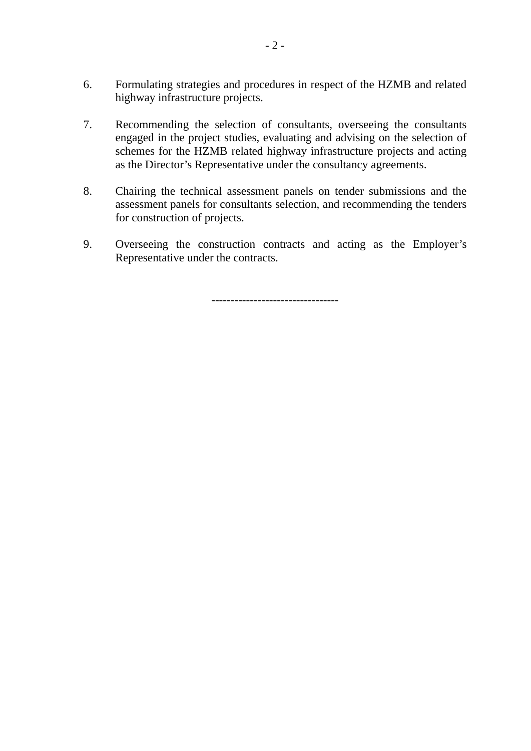6. Formulating strategies and procedures in respect of the HZMB and related highway infrastructure projects.

7. Recommending the selection of consultants, overseeing the consultants engaged in the project studies, evaluating and advising on the selection of schemes for the HZMB related highway infrastructure projects and acting as the Director's Representative under the consultancy agreements.

8. Chairing the technical assessment panels on tender submissions and the assessment panels for consultants selection, and recommending the tenders for construction of projects.

9. Overseeing the construction contracts and acting as the Employer's Representative under the contracts.

--------------------------------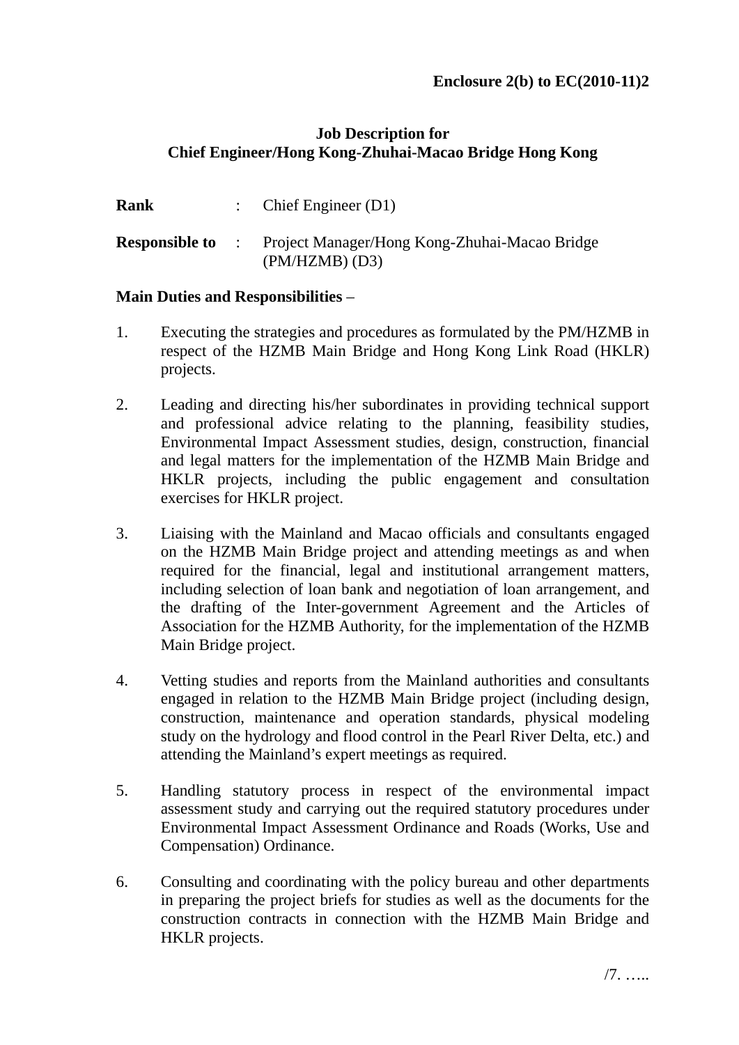**Enclosure 2(b) to EC(2010-11)2**

**Job Description for**
**Chief Engineer/Hong Kong-Zhuhai-Macao Bridge Hong Kong**

**Rank** : Chief Engineer (D1)

**Responsible to** : Project Manager/Hong Kong-Zhuhai-Macao Bridge (PM/HZMB) (D3)

**Main Duties and Responsibilities** –

1. Executing the strategies and procedures as formulated by the PM/HZMB in respect of the HZMB Main Bridge and Hong Kong Link Road (HKLR) projects.

2. Leading and directing his/her subordinates in providing technical support and professional advice relating to the planning, feasibility studies, Environmental Impact Assessment studies, design, construction, financial and legal matters for the implementation of the HZMB Main Bridge and HKLR projects, including the public engagement and consultation exercises for HKLR project.

3. Liaising with the Mainland and Macao officials and consultants engaged on the HZMB Main Bridge project and attending meetings as and when required for the financial, legal and institutional arrangement matters, including selection of loan bank and negotiation of loan arrangement, and the drafting of the Inter-government Agreement and the Articles of Association for the HZMB Authority, for the implementation of the HZMB Main Bridge project.

4. Vetting studies and reports from the Mainland authorities and consultants engaged in relation to the HZMB Main Bridge project (including design, construction, maintenance and operation standards, physical modeling study on the hydrology and flood control in the Pearl River Delta, etc.) and attending the Mainland's expert meetings as required.

5. Handling statutory process in respect of the environmental impact assessment study and carrying out the required statutory procedures under Environmental Impact Assessment Ordinance and Roads (Works, Use and Compensation) Ordinance.

6. Consulting and coordinating with the policy bureau and other departments in preparing the project briefs for studies as well as the documents for the construction contracts in connection with the HZMB Main Bridge and HKLR projects.

/7. …..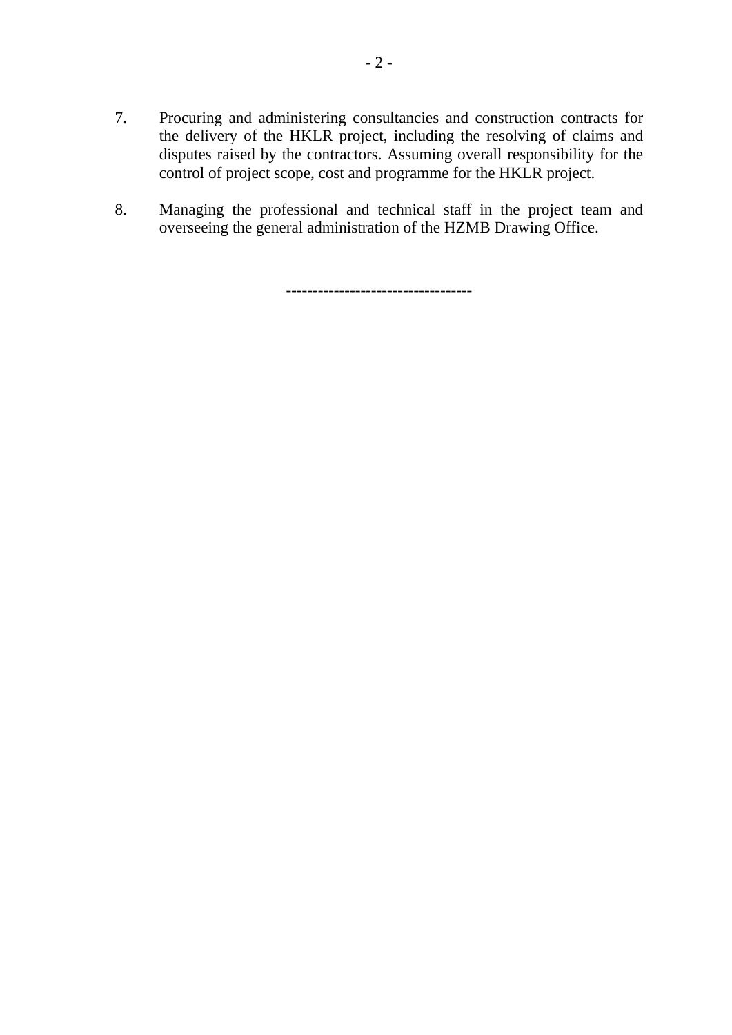7. Procuring and administering consultancies and construction contracts for the delivery of the HKLR project, including the resolving of claims and disputes raised by the contractors. Assuming overall responsibility for the control of project scope, cost and programme for the HKLR project.

8. Managing the professional and technical staff in the project team and overseeing the general administration of the HZMB Drawing Office.

----------------------------------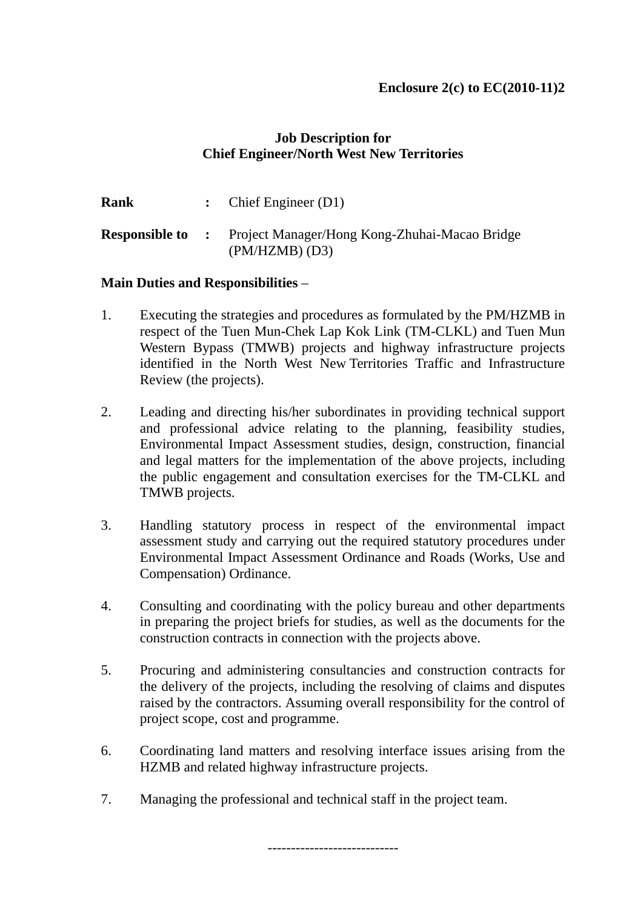**Enclosure 2(c) to EC(2010-11)2**

**Job Description for**
**Chief Engineer/North West New Territories**

**Rank** : Chief Engineer (D1)

**Responsible to** : Project Manager/Hong Kong-Zhuhai-Macao Bridge (PM/HZMB) (D3)

**Main Duties and Responsibilities** –

1. Executing the strategies and procedures as formulated by the PM/HZMB in respect of the Tuen Mun-Chek Lap Kok Link (TM-CLKL) and Tuen Mun Western Bypass (TMWB) projects and highway infrastructure projects identified in the North West New Territories Traffic and Infrastructure Review (the projects).

2. Leading and directing his/her subordinates in providing technical support and professional advice relating to the planning, feasibility studies, Environmental Impact Assessment studies, design, construction, financial and legal matters for the implementation of the above projects, including the public engagement and consultation exercises for the TM-CLKL and TMWB projects.

3. Handling statutory process in respect of the environmental impact assessment study and carrying out the required statutory procedures under Environmental Impact Assessment Ordinance and Roads (Works, Use and Compensation) Ordinance.

4. Consulting and coordinating with the policy bureau and other departments in preparing the project briefs for studies, as well as the documents for the construction contracts in connection with the projects above.

5. Procuring and administering consultancies and construction contracts for the delivery of the projects, including the resolving of claims and disputes raised by the contractors. Assuming overall responsibility for the control of project scope, cost and programme.

6. Coordinating land matters and resolving interface issues arising from the HZMB and related highway infrastructure projects.

7. Managing the professional and technical staff in the project team.

----------------------------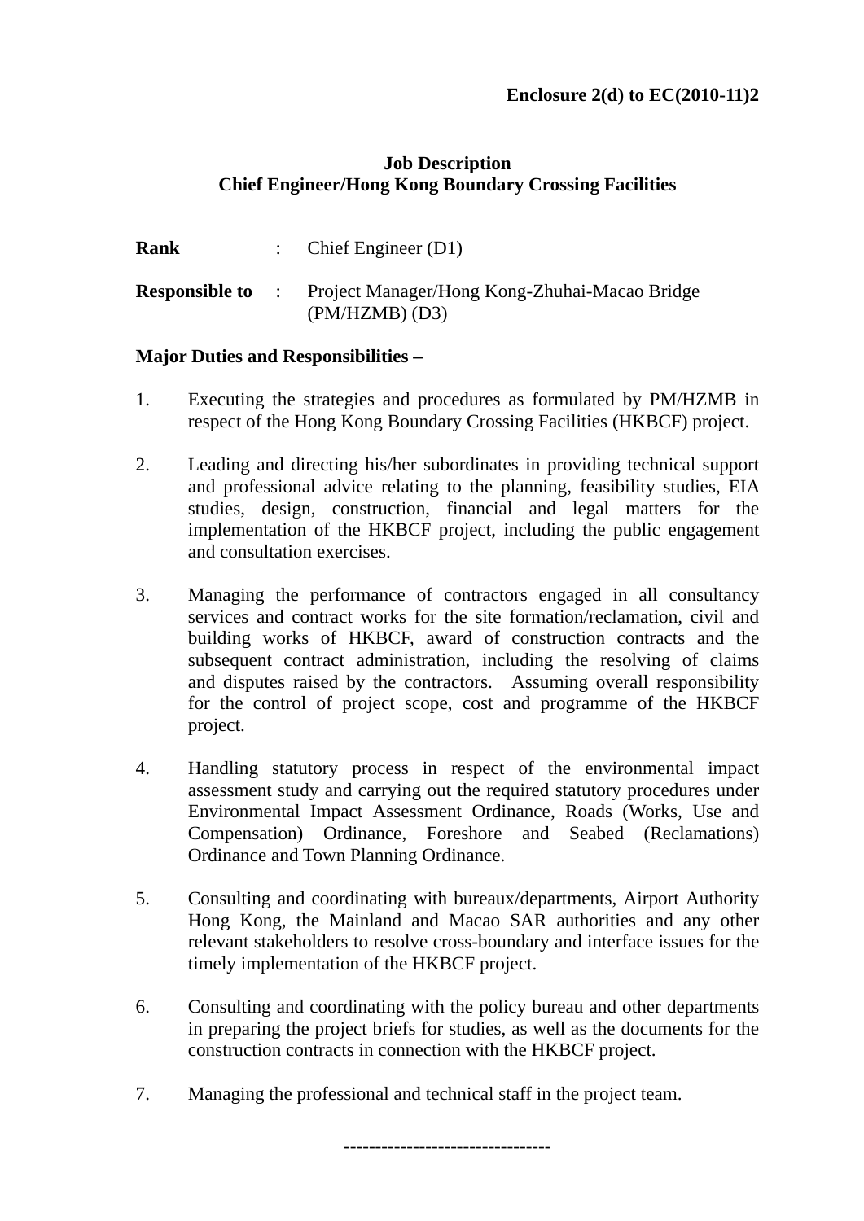**Enclosure 2(d) to EC(2010-11)2**

**Job Description**
**Chief Engineer/Hong Kong Boundary Crossing Facilities**

**Rank** : Chief Engineer (D1)

**Responsible to** : Project Manager/Hong Kong-Zhuhai-Macao Bridge (PM/HZMB) (D3)

**Major Duties and Responsibilities –**

1. Executing the strategies and procedures as formulated by PM/HZMB in respect of the Hong Kong Boundary Crossing Facilities (HKBCF) project.

2. Leading and directing his/her subordinates in providing technical support and professional advice relating to the planning, feasibility studies, EIA studies, design, construction, financial and legal matters for the implementation of the HKBCF project, including the public engagement and consultation exercises.

3. Managing the performance of contractors engaged in all consultancy services and contract works for the site formation/reclamation, civil and building works of HKBCF, award of construction contracts and the subsequent contract administration, including the resolving of claims and disputes raised by the contractors. Assuming overall responsibility for the control of project scope, cost and programme of the HKBCF project.

4. Handling statutory process in respect of the environmental impact assessment study and carrying out the required statutory procedures under Environmental Impact Assessment Ordinance, Roads (Works, Use and Compensation) Ordinance, Foreshore and Seabed (Reclamations) Ordinance and Town Planning Ordinance.

5. Consulting and coordinating with bureaux/departments, Airport Authority Hong Kong, the Mainland and Macao SAR authorities and any other relevant stakeholders to resolve cross-boundary and interface issues for the timely implementation of the HKBCF project.

6. Consulting and coordinating with the policy bureau and other departments in preparing the project briefs for studies, as well as the documents for the construction contracts in connection with the HKBCF project.

7. Managing the professional and technical staff in the project team.

---------------------------------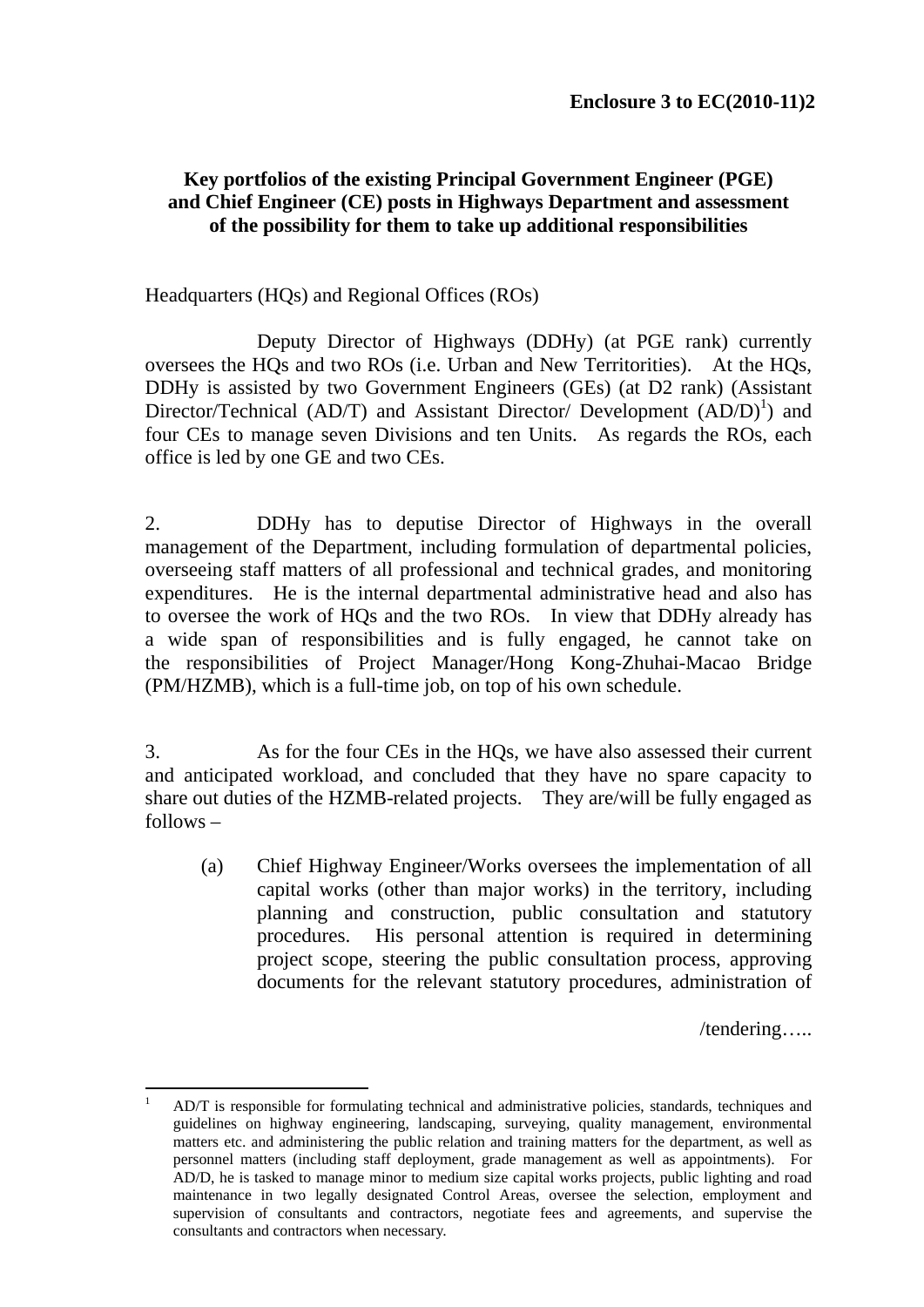**Enclosure 3 to EC(2010-11)2**

**Key portfolios of the existing Principal Government Engineer (PGE) and Chief Engineer (CE) posts in Highways Department and assessment of the possibility for them to take up additional responsibilities**

Headquarters (HQs) and Regional Offices (ROs)

Deputy Director of Highways (DDHy) (at PGE rank) currently oversees the HQs and two ROs (i.e. Urban and New Territories). At the HQs, DDHy is assisted by two Government Engineers (GEs) (at D2 rank) (Assistant Director/Technical (AD/T) and Assistant Director/ Development (AD/D)[1]) and four CEs to manage seven Divisions and ten Units. As regards the ROs, each office is led by one GE and two CEs.

2. DDHy has to deputise Director of Highways in the overall management of the Department, including formulation of departmental policies, overseeing staff matters of all professional and technical grades, and monitoring expenditures. He is the internal departmental administrative head and also has to oversee the work of HQs and the two ROs. In view that DDHy already has a wide span of responsibilities and is fully engaged, he cannot take on the responsibilities of Project Manager/Hong Kong-Zhuhai-Macao Bridge (PM/HZMB), which is a full-time job, on top of his own schedule.

3. As for the four CEs in the HQs, we have also assessed their current and anticipated workload, and concluded that they have no spare capacity to share out duties of the HZMB-related projects. They are/will be fully engaged as follows –

(a) Chief Highway Engineer/Works oversees the implementation of all capital works (other than major works) in the territory, including planning and construction, public consultation and statutory procedures. His personal attention is required in determining project scope, steering the public consultation process, approving documents for the relevant statutory procedures, administration of

/tendering…..

---

[1] AD/T is responsible for formulating technical and administrative policies, standards, techniques and guidelines on highway engineering, landscaping, surveying, quality management, environmental matters etc. and administering the public relation and training matters for the department, as well as personnel matters (including staff deployment, grade management as well as appointments). For AD/D, he is tasked to manage minor to medium size capital works projects, public lighting and road maintenance in two legally designated Control Areas, oversee the selection, employment and supervision of consultants and contractors, negotiate fees and agreements, and supervise the consultants and contractors when necessary.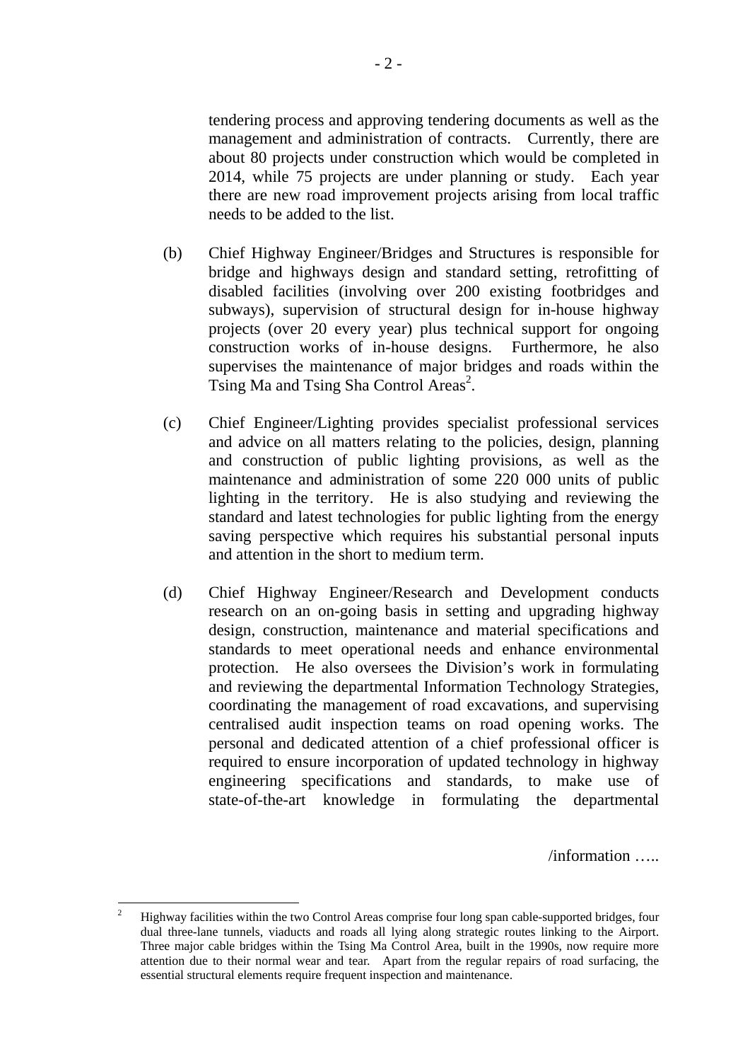tendering process and approving tendering documents as well as the management and administration of contracts. Currently, there are about 80 projects under construction which would be completed in 2014, while 75 projects are under planning or study. Each year there are new road improvement projects arising from local traffic needs to be added to the list.

(b) Chief Highway Engineer/Bridges and Structures is responsible for bridge and highways design and standard setting, retrofitting of disabled facilities (involving over 200 existing footbridges and subways), supervision of structural design for in-house highway projects (over 20 every year) plus technical support for ongoing construction works of in-house designs. Furthermore, he also supervises the maintenance of major bridges and roads within the Tsing Ma and Tsing Sha Control Areas[2].

(c) Chief Engineer/Lighting provides specialist professional services and advice on all matters relating to the policies, design, planning and construction of public lighting provisions, as well as the maintenance and administration of some 220 000 units of public lighting in the territory. He is also studying and reviewing the standard and latest technologies for public lighting from the energy saving perspective which requires his substantial personal inputs and attention in the short to medium term.

(d) Chief Highway Engineer/Research and Development conducts research on an on-going basis in setting and upgrading highway design, construction, maintenance and material specifications and standards to meet operational needs and enhance environmental protection. He also oversees the Division's work in formulating and reviewing the departmental Information Technology Strategies, coordinating the management of road excavations, and supervising centralised audit inspection teams on road opening works. The personal and dedicated attention of a chief professional officer is required to ensure incorporation of updated technology in highway engineering specifications and standards, to make use of state-of-the-art knowledge in formulating the departmental

/information …..

---

[2] Highway facilities within the two Control Areas comprise four long span cable-supported bridges, four dual three-lane tunnels, viaducts and roads all lying along strategic routes linking to the Airport. Three major cable bridges within the Tsing Ma Control Area, built in the 1990s, now require more attention due to their normal wear and tear. Apart from the regular repairs of road surfacing, the essential structural elements require frequent inspection and maintenance.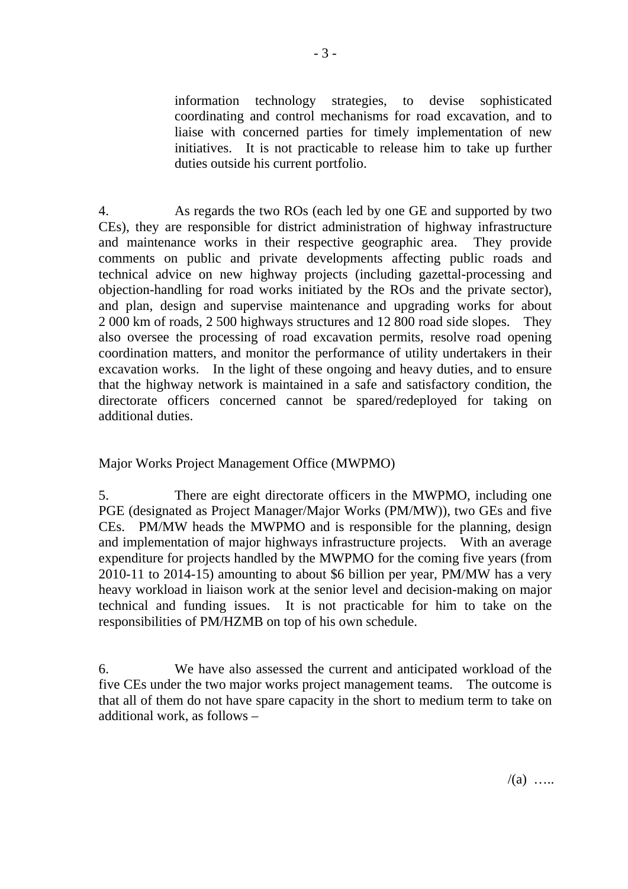information technology strategies, to devise sophisticated coordinating and control mechanisms for road excavation, and to liaise with concerned parties for timely implementation of new initiatives. It is not practicable to release him to take up further duties outside his current portfolio.

4. As regards the two ROs (each led by one GE and supported by two CEs), they are responsible for district administration of highway infrastructure and maintenance works in their respective geographic area. They provide comments on public and private developments affecting public roads and technical advice on new highway projects (including gazettal-processing and objection-handling for road works initiated by the ROs and the private sector), and plan, design and supervise maintenance and upgrading works for about 2 000 km of roads, 2 500 highways structures and 12 800 road side slopes. They also oversee the processing of road excavation permits, resolve road opening coordination matters, and monitor the performance of utility undertakers in their excavation works. In the light of these ongoing and heavy duties, and to ensure that the highway network is maintained in a safe and satisfactory condition, the directorate officers concerned cannot be spared/redeployed for taking on additional duties.

Major Works Project Management Office (MWPMO)

5. There are eight directorate officers in the MWPMO, including one PGE (designated as Project Manager/Major Works (PM/MW)), two GEs and five CEs. PM/MW heads the MWPMO and is responsible for the planning, design and implementation of major highways infrastructure projects. With an average expenditure for projects handled by the MWPMO for the coming five years (from 2010-11 to 2014-15) amounting to about $6 billion per year, PM/MW has a very heavy workload in liaison work at the senior level and decision-making on major technical and funding issues. It is not practicable for him to take on the responsibilities of PM/HZMB on top of his own schedule.

6. We have also assessed the current and anticipated workload of the five CEs under the two major works project management teams. The outcome is that all of them do not have spare capacity in the short to medium term to take on additional work, as follows –

/(a) …..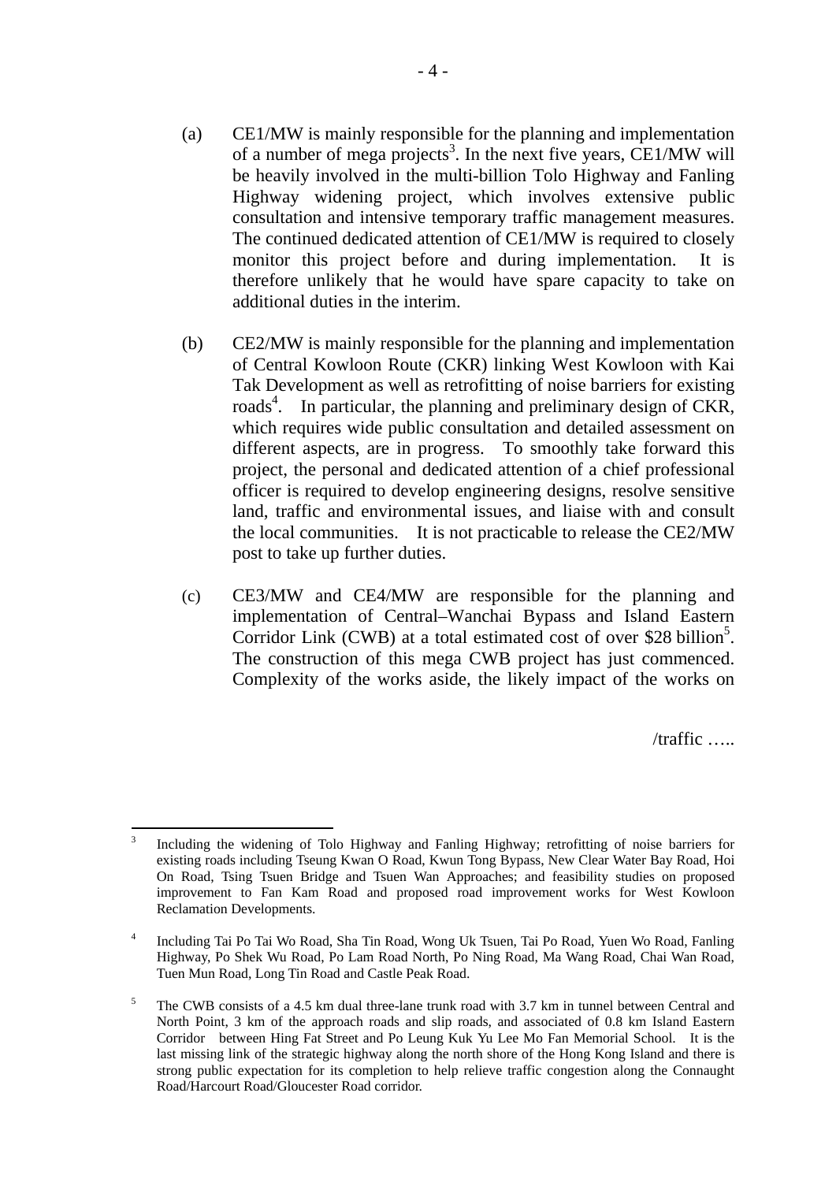(a) CE1/MW is mainly responsible for the planning and implementation of a number of mega projects[3]. In the next five years, CE1/MW will be heavily involved in the multi-billion Tolo Highway and Fanling Highway widening project, which involves extensive public consultation and intensive temporary traffic management measures. The continued dedicated attention of CE1/MW is required to closely monitor this project before and during implementation. It is therefore unlikely that he would have spare capacity to take on additional duties in the interim.

(b) CE2/MW is mainly responsible for the planning and implementation of Central Kowloon Route (CKR) linking West Kowloon with Kai Tak Development as well as retrofitting of noise barriers for existing roads[4]. In particular, the planning and preliminary design of CKR, which requires wide public consultation and detailed assessment on different aspects, are in progress. To smoothly take forward this project, the personal and dedicated attention of a chief professional officer is required to develop engineering designs, resolve sensitive land, traffic and environmental issues, and liaise with and consult the local communities. It is not practicable to release the CE2/MW post to take up further duties.

(c) CE3/MW and CE4/MW are responsible for the planning and implementation of Central–Wanchai Bypass and Island Eastern Corridor Link (CWB) at a total estimated cost of over $28 billion[5]. The construction of this mega CWB project has just commenced. Complexity of the works aside, the likely impact of the works on

/traffic …..

---

[3] Including the widening of Tolo Highway and Fanling Highway; retrofitting of noise barriers for existing roads including Tseung Kwan O Road, Kwun Tong Bypass, New Clear Water Bay Road, Hoi On Road, Tsing Tsuen Bridge and Tsuen Wan Approaches; and feasibility studies on proposed improvement to Fan Kam Road and proposed road improvement works for West Kowloon Reclamation Developments.

[4] Including Tai Po Tai Wo Road, Sha Tin Road, Wong Uk Tsuen, Tai Po Road, Yuen Wo Road, Fanling Highway, Po Shek Wu Road, Po Lam Road North, Po Ning Road, Ma Wang Road, Chai Wan Road, Tuen Mun Road, Long Tin Road and Castle Peak Road.

[5] The CWB consists of a 4.5 km dual three-lane trunk road with 3.7 km in tunnel between Central and North Point, 3 km of the approach roads and slip roads, and associated of 0.8 km Island Eastern Corridor between Hing Fat Street and Po Leung Kuk Yu Lee Mo Fan Memorial School. It is the last missing link of the strategic highway along the north shore of the Hong Kong Island and there is strong public expectation for its completion to help relieve traffic congestion along the Connaught Road/Harcourt Road/Gloucester Road corridor.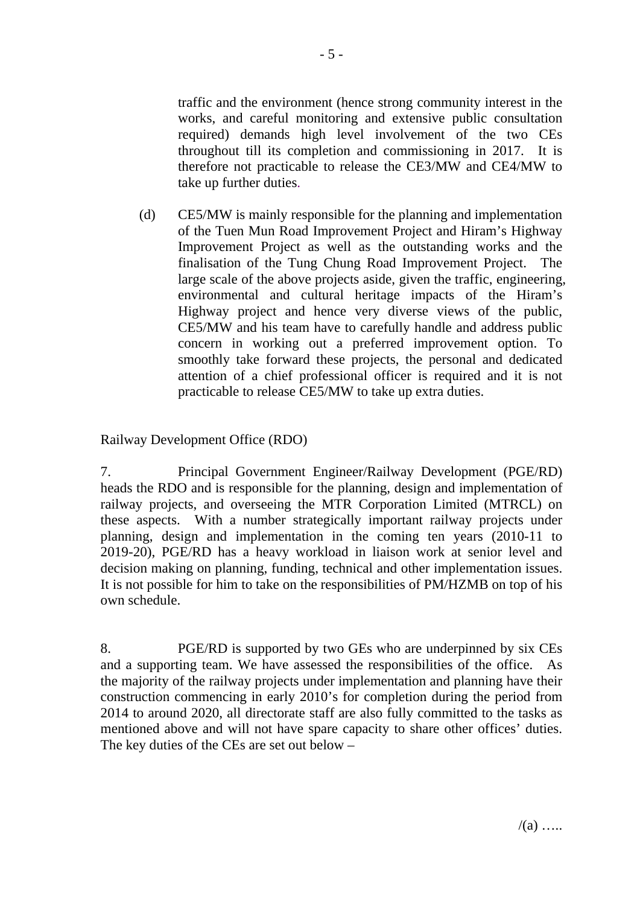traffic and the environment (hence strong community interest in the works, and careful monitoring and extensive public consultation required) demands high level involvement of the two CEs throughout till its completion and commissioning in 2017. It is therefore not practicable to release the CE3/MW and CE4/MW to take up further duties.

(d) CE5/MW is mainly responsible for the planning and implementation of the Tuen Mun Road Improvement Project and Hiram's Highway Improvement Project as well as the outstanding works and the finalisation of the Tung Chung Road Improvement Project. The large scale of the above projects aside, given the traffic, engineering, environmental and cultural heritage impacts of the Hiram's Highway project and hence very diverse views of the public, CE5/MW and his team have to carefully handle and address public concern in working out a preferred improvement option. To smoothly take forward these projects, the personal and dedicated attention of a chief professional officer is required and it is not practicable to release CE5/MW to take up extra duties.

Railway Development Office (RDO)

7. Principal Government Engineer/Railway Development (PGE/RD) heads the RDO and is responsible for the planning, design and implementation of railway projects, and overseeing the MTR Corporation Limited (MTRCL) on these aspects. With a number strategically important railway projects under planning, design and implementation in the coming ten years (2010-11 to 2019-20), PGE/RD has a heavy workload in liaison work at senior level and decision making on planning, funding, technical and other implementation issues. It is not possible for him to take on the responsibilities of PM/HZMB on top of his own schedule.

8. PGE/RD is supported by two GEs who are underpinned by six CEs and a supporting team. We have assessed the responsibilities of the office. As the majority of the railway projects under implementation and planning have their construction commencing in early 2010's for completion during the period from 2014 to around 2020, all directorate staff are also fully committed to the tasks as mentioned above and will not have spare capacity to share other offices' duties. The key duties of the CEs are set out below –

/(a) …..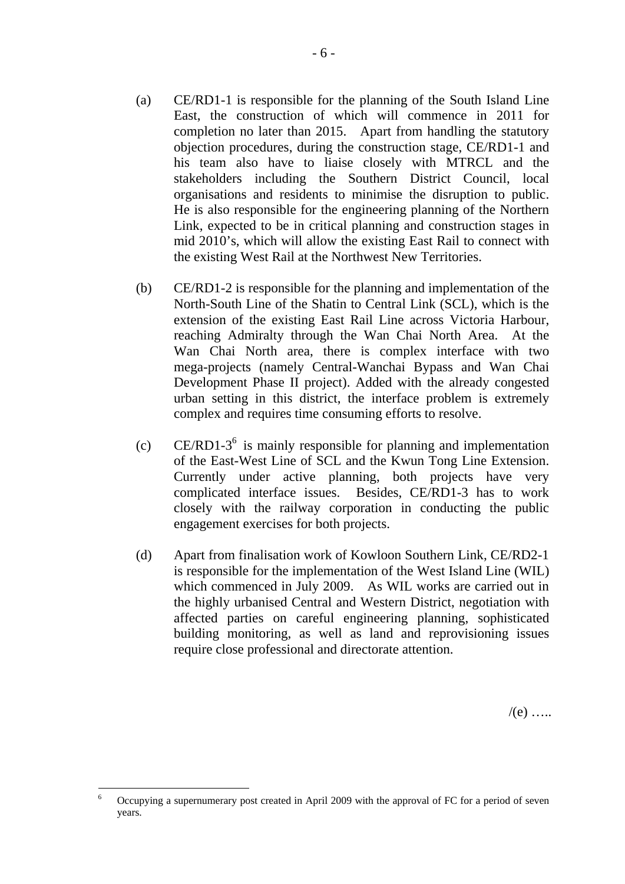(a) CE/RD1-1 is responsible for the planning of the South Island Line East, the construction of which will commence in 2011 for completion no later than 2015. Apart from handling the statutory objection procedures, during the construction stage, CE/RD1-1 and his team also have to liaise closely with MTRCL and the stakeholders including the Southern District Council, local organisations and residents to minimise the disruption to public. He is also responsible for the engineering planning of the Northern Link, expected to be in critical planning and construction stages in mid 2010's, which will allow the existing East Rail to connect with the existing West Rail at the Northwest New Territories.

(b) CE/RD1-2 is responsible for the planning and implementation of the North-South Line of the Shatin to Central Link (SCL), which is the extension of the existing East Rail Line across Victoria Harbour, reaching Admiralty through the Wan Chai North Area. At the Wan Chai North area, there is complex interface with two mega-projects (namely Central-Wanchai Bypass and Wan Chai Development Phase II project). Added with the already congested urban setting in this district, the interface problem is extremely complex and requires time consuming efforts to resolve.

(c) CE/RD1-3[6] is mainly responsible for planning and implementation of the East-West Line of SCL and the Kwun Tong Line Extension. Currently under active planning, both projects have very complicated interface issues. Besides, CE/RD1-3 has to work closely with the railway corporation in conducting the public engagement exercises for both projects.

(d) Apart from finalisation work of Kowloon Southern Link, CE/RD2-1 is responsible for the implementation of the West Island Line (WIL) which commenced in July 2009. As WIL works are carried out in the highly urbanised Central and Western District, negotiation with affected parties on careful engineering planning, sophisticated building monitoring, as well as land and reprovisioning issues require close professional and directorate attention.

/(e) …..

---

[6] Occupying a supernumerary post created in April 2009 with the approval of FC for a period of seven years.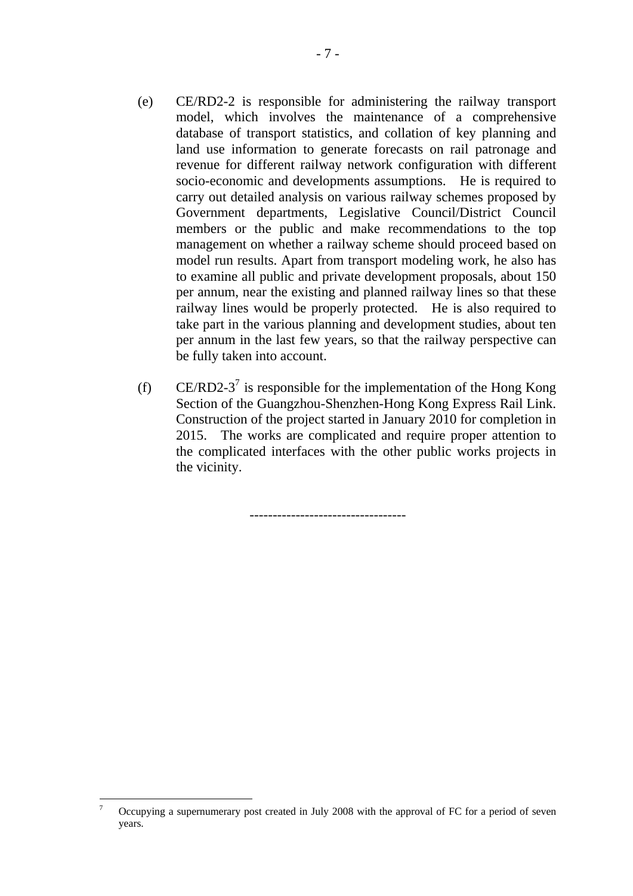(e) CE/RD2-2 is responsible for administering the railway transport model, which involves the maintenance of a comprehensive database of transport statistics, and collation of key planning and land use information to generate forecasts on rail patronage and revenue for different railway network configuration with different socio-economic and developments assumptions. He is required to carry out detailed analysis on various railway schemes proposed by Government departments, Legislative Council/District Council members or the public and make recommendations to the top management on whether a railway scheme should proceed based on model run results. Apart from transport modeling work, he also has to examine all public and private development proposals, about 150 per annum, near the existing and planned railway lines so that these railway lines would be properly protected. He is also required to take part in the various planning and development studies, about ten per annum in the last few years, so that the railway perspective can be fully taken into account.

(f) CE/RD2-3[7] is responsible for the implementation of the Hong Kong Section of the Guangzhou-Shenzhen-Hong Kong Express Rail Link. Construction of the project started in January 2010 for completion in 2015. The works are complicated and require proper attention to the complicated interfaces with the other public works projects in the vicinity.

---------------------------------

[7] Occupying a supernumerary post created in July 2008 with the approval of FC for a period of seven years.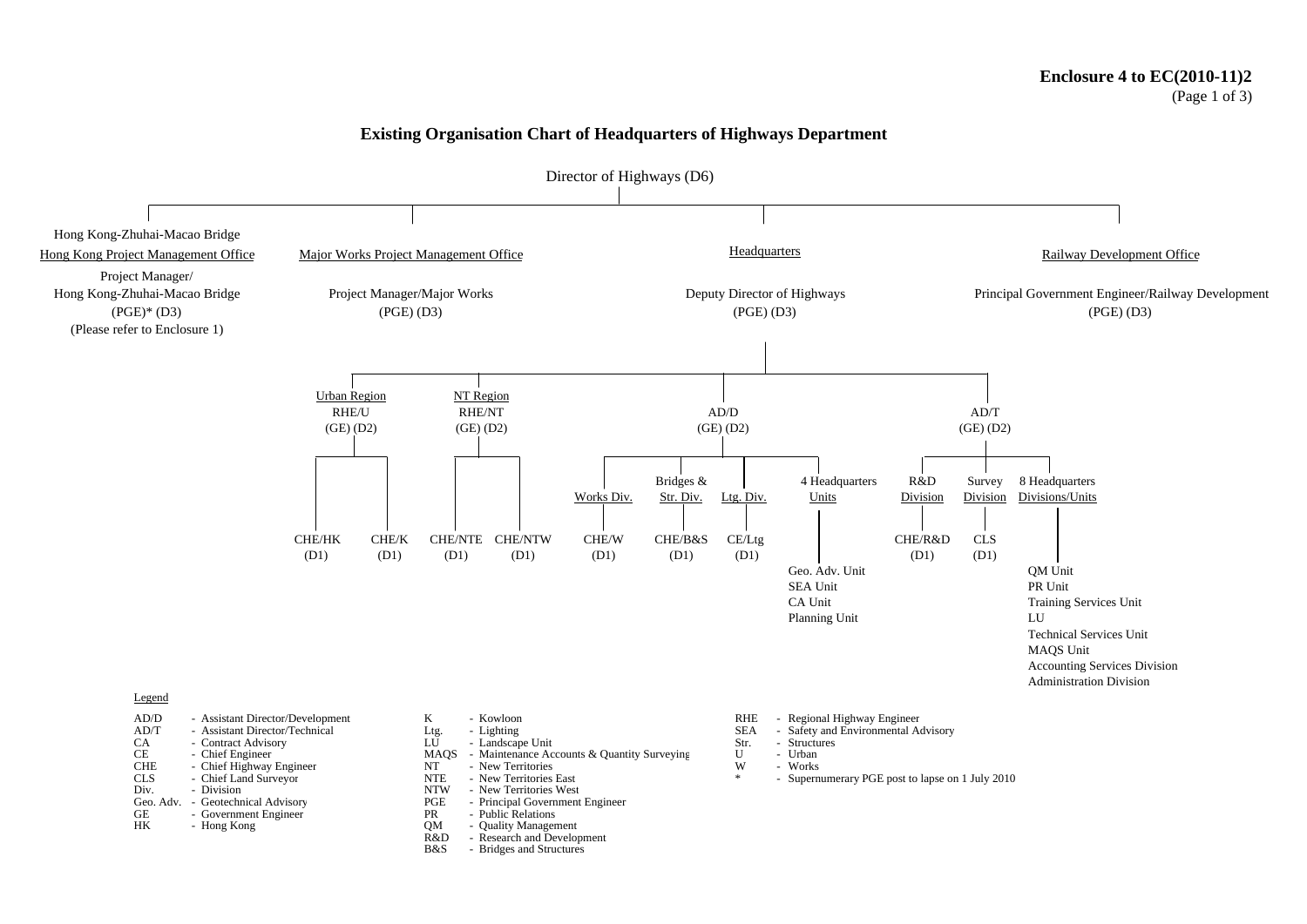**Enclosure 4 to EC(2010-11)2**

# Existing Organisation Chart of Headquarters of Highways Department

Director of Highways (D6)

- Hong Kong-Zhuhai-Macao Bridge Hong Kong Project Management Office
  - Project Manager/ Hong Kong-Zhuhai-Macao Bridge (PGE)* (D3) (Please refer to Enclosure 1)
- Major Works Project Management Office
  - Project Manager/Major Works (PGE) (D3)
- Headquarters
  - Deputy Director of Highways (PGE) (D3)
    - Urban Region RHE/U (GE) (D2)
      - CHE/HK (D1)
      - CHE/K (D1)
    - NT Region RHE/NT (GE) (D2)
      - CHE/NTE (D1)
      - CHE/NTW (D1)
    - AD/D (GE) (D2)
      - Works Div. CHE/W (D1)
      - Bridges & Str. Div. CHE/B&S (D1)
      - Ltg. Div. CE/Ltg (D1)
      - 4 Headquarters Units
        - Geo. Adv. Unit
        - SEA Unit
        - CA Unit
        - Planning Unit
    - AD/T (GE) (D2)
      - R&D Division CHE/R&D (D1)
      - Survey Division CLS (D1)
      - 8 Headquarters Divisions/Units
        - QM Unit
        - PR Unit
        - Training Services Unit
        - LU
        - Technical Services Unit
        - MAQS Unit
        - Accounting Services Division
        - Administration Division
- Railway Development Office
  - Principal Government Engineer/Railway Development (PGE) (D3)

Legend

| | | | | | |
|---|---|---|---|---|---|
| AD/D | - Assistant Director/Development | K | - Kowloon | RHE | - Regional Highway Engineer |
| AD/T | - Assistant Director/Technical | Ltg. | - Lighting | SEA | - Safety and Environmental Advisory |
| CA | - Contract Advisory | LU | - Landscape Unit | Str. | - Structures |
| CE | - Chief Engineer | MAQS | - Maintenance Accounts & Quantity Surveying | U | - Urban |
| CHE | - Chief Highway Engineer | NT | - New Territories | W | - Works |
| CLS | - Chief Land Surveyor | NTE | - New Territories East | * | - Supernumerary PGE post to lapse on 1 July 2010 |
| Div. | - Division | NTW | - New Territories West | | |
| Geo. Adv. | - Geotechnical Advisory | PGE | - Principal Government Engineer | | |
| GE | - Government Engineer | PR | - Public Relations | | |
| HK | - Hong Kong | QM | - Quality Management | | |
| | | R&D | - Research and Development | | |
| | | B&S | - Bridges and Structures | | |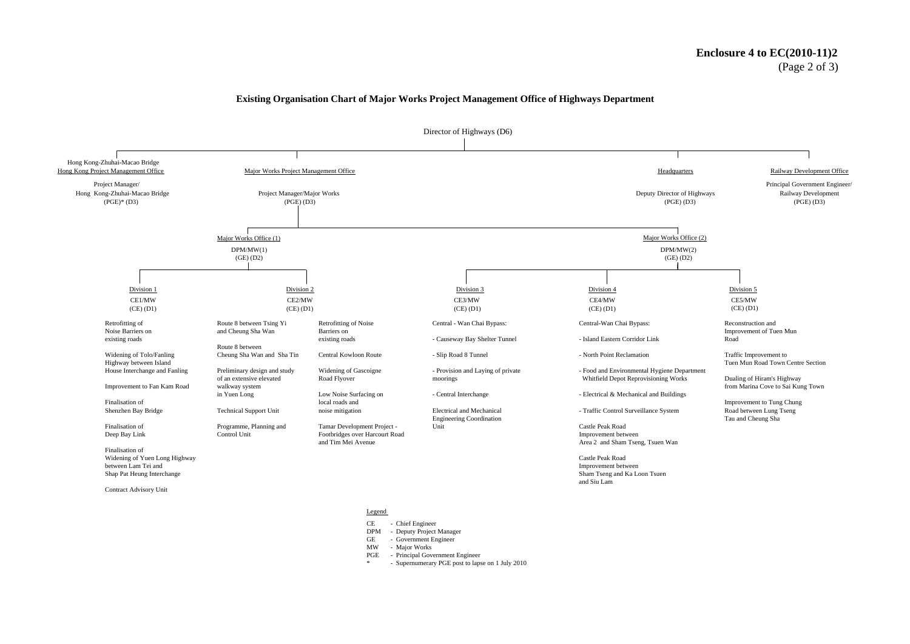**Enclosure 4 to EC(2010-11)2**
(Page 2 of 3)

## Existing Organisation Chart of Major Works Project Management Office of Highways Department

Director of Highways (D6)

- Hong Kong-Zhuhai-Macao Bridge Hong Kong Project Management Office
  - Project Manager/ Hong Kong-Zhuhai-Macao Bridge (PGE)* (D3)
- Major Works Project Management Office
  - Project Manager/Major Works (PGE) (D3)
    - Major Works Office (1)
      - DPM/MW(1) (GE) (D2)
        - Division 1 — CE1/MW (CE) (D1)
          - Retrofitting of Noise Barriers on existing roads
          - Widening of Tolo/Fanling Highway between Island House Interchange and Fanling
          - Improvement to Fan Kam Road
          - Finalisation of Shenzhen Bay Bridge
          - Finalisation of Deep Bay Link
          - Finalisation of Widening of Yuen Long Highway between Lam Tei and Shap Pat Heung Interchange
          - Contract Advisory Unit
        - Division 2 — CE2/MW (CE) (D1)
          - Route 8 between Tsing Yi and Cheung Sha Wan
          - Route 8 between Cheung Sha Wan and Sha Tin
          - Preliminary design and study of an extensive elevated walkway system in Yuen Long
          - Technical Support Unit
          - Programme, Planning and Control Unit
          - Retrofitting of Noise Barriers on existing roads
          - Central Kowloon Route
          - Widening of Gascoigne Road Flyover
          - Low Noise Surfacing on local roads and noise mitigation
          - Tamar Development Project - Footbridges over Harcourt Road and Tim Mei Avenue
    - Major Works Office (2)
      - DPM/MW(2) (GE) (D2)
        - Division 3 — CE3/MW (CE) (D1)
          - Central - Wan Chai Bypass:
            - Causeway Bay Shelter Tunnel
            - Slip Road 8 Tunnel
            - Provision and Laying of private moorings
            - Central Interchange
          - Electrical and Mechanical Engineering Coordination Unit
        - Division 4 — CE4/MW (CE) (D1)
          - Central-Wan Chai Bypass:
            - Island Eastern Corridor Link
            - North Point Reclamation
            - Food and Environmental Hygiene Department Whitfield Depot Reprovisioning Works
            - Electrical & Mechanical and Buildings
            - Traffic Control Surveillance System
          - Castle Peak Road Improvement between Area 2 and Sham Tseng, Tsuen Wan
          - Castle Peak Road Improvement between Sham Tseng and Ka Loon Tsuen and Siu Lam
        - Division 5 — CE5/MW (CE) (D1)
          - Reconstruction and Improvement of Tuen Mun Road
          - Traffic Improvement to Tuen Mun Road Town Centre Section
          - Dualing of Hiram's Highway from Marina Cove to Sai Kung Town
          - Improvement to Tung Chung Road between Lung Tseng Tau and Cheung Sha
- Headquarters
  - Deputy Director of Highways (PGE) (D3)
- Railway Development Office
  - Principal Government Engineer/ Railway Development (PGE) (D3)

Legend

CE - Chief Engineer
DPM - Deputy Project Manager
GE - Government Engineer
MW - Major Works
PGE - Principal Government Engineer
* - Supernumerary PGE post to lapse on 1 July 2010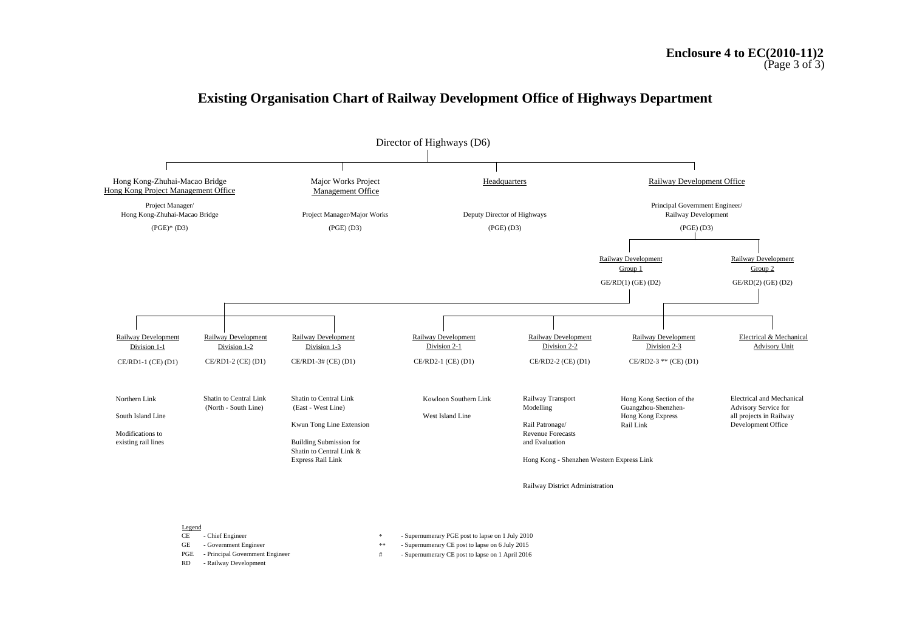**Enclosure 4 to EC(2010-11)2**
(Page 3 of 3)

# Existing Organisation Chart of Railway Development Office of Highways Department

Director of Highways (D6)

Hong Kong-Zhuhai-Macao Bridge Hong Kong Project Management Office
Project Manager/ Hong Kong-Zhuhai-Macao Bridge
(PGE)* (D3)

Major Works Project Management Office
Project Manager/Major Works
(PGE) (D3)

Headquarters
Deputy Director of Highways
(PGE) (D3)

Railway Development Office
Principal Government Engineer/ Railway Development
(PGE) (D3)

Railway Development Group 1
GE/RD(1) (GE) (D2)

Railway Development Group 2
GE/RD(2) (GE) (D2)

Railway Development Division 1-1
CE/RD1-1 (CE) (D1)
Northern Link
South Island Line
Modifications to existing rail lines

Railway Development Division 1-2
CE/RD1-2 (CE) (D1)
Shatin to Central Link (North - South Line)

Railway Development Division 1-3
CE/RD1-3# (CE) (D1)
Shatin to Central Link (East - West Line)
Kwun Tong Line Extension
Building Submission for Shatin to Central Link & Express Rail Link

Railway Development Division 2-1
CE/RD2-1 (CE) (D1)
Kowloon Southern Link
West Island Line

Railway Development Division 2-2
CE/RD2-2 (CE) (D1)
Railway Transport Modelling
Rail Patronage/ Revenue Forecasts and Evaluation
Hong Kong - Shenzhen Western Express Link
Railway District Administration

Railway Development Division 2-3
CE/RD2-3 ** (CE) (D1)
Hong Kong Section of the Guangzhou-Shenzhen-Hong Kong Express Rail Link

Electrical & Mechanical Advisory Unit
Electrical and Mechanical Advisory Service for all projects in Railway Development Office

Legend
CE - Chief Engineer
GE - Government Engineer
PGE - Principal Government Engineer
RD - Railway Development

* - Supernumerary PGE post to lapse on 1 July 2010
** - Supernumerary CE post to lapse on 6 July 2015
# - Supernumerary CE post to lapse on 1 April 2016